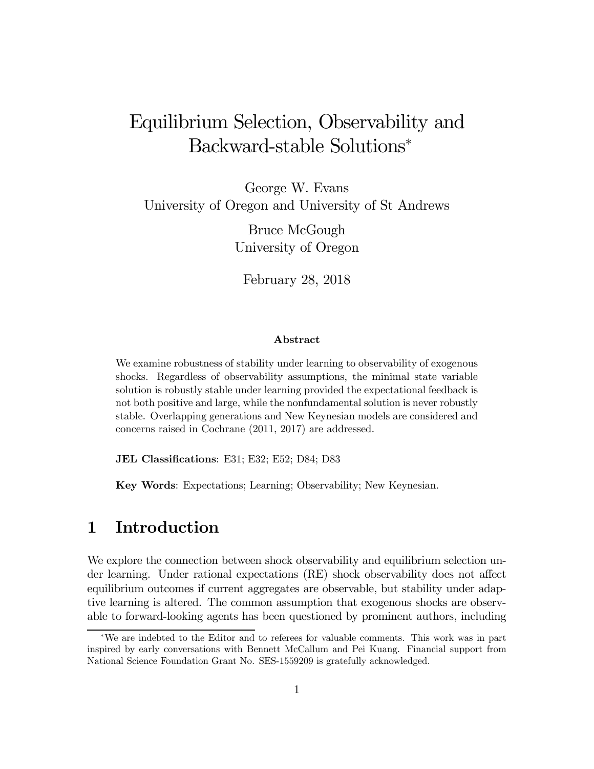# Equilibrium Selection, Observability and Backward-stable Solutions*

George W. Evans
University of Oregon and University of St Andrews

Bruce McGough
University of Oregon

February 28, 2018

### Abstract

We examine robustness of stability under learning to observability of exogenous shocks. Regardless of observability assumptions, the minimal state variable solution is robustly stable under learning provided the expectational feedback is not both positive and large, while the nonfundamental solution is never robustly stable. Overlapping generations and New Keynesian models are considered and concerns raised in Cochrane (2011, 2017) are addressed.

**JEL Classifications**: E31; E32; E52; D84; D83

**Key Words**: Expectations; Learning; Observability; New Keynesian.

## 1 Introduction

We explore the connection between shock observability and equilibrium selection under learning. Under rational expectations (RE) shock observability does not affect equilibrium outcomes if current aggregates are observable, but stability under adaptive learning is altered. The common assumption that exogenous shocks are observable to forward-looking agents has been questioned by prominent authors, including

*We are indebted to the Editor and to referees for valuable comments. This work was in part inspired by early conversations with Bennett McCallum and Pei Kuang. Financial support from National Science Foundation Grant No. SES-1559209 is gratefully acknowledged.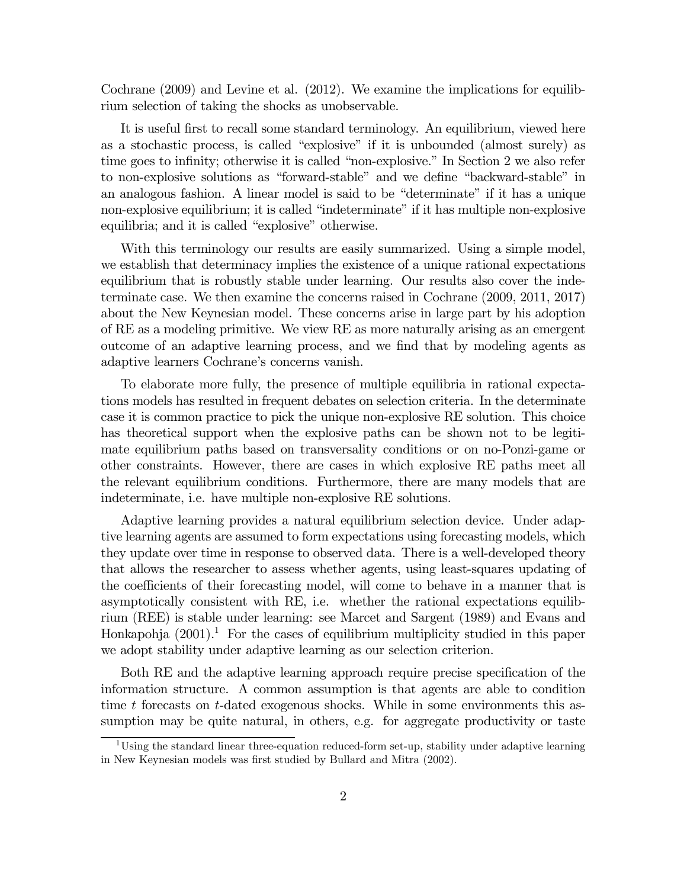Cochrane (2009) and Levine et al. (2012). We examine the implications for equilibrium selection of taking the shocks as unobservable.

It is useful first to recall some standard terminology. An equilibrium, viewed here as a stochastic process, is called "explosive" if it is unbounded (almost surely) as time goes to infinity; otherwise it is called "non-explosive." In Section 2 we also refer to non-explosive solutions as "forward-stable" and we define "backward-stable" in an analogous fashion. A linear model is said to be "determinate" if it has a unique non-explosive equilibrium; it is called "indeterminate" if it has multiple non-explosive equilibria; and it is called "explosive" otherwise.

With this terminology our results are easily summarized. Using a simple model, we establish that determinacy implies the existence of a unique rational expectations equilibrium that is robustly stable under learning. Our results also cover the indeterminate case. We then examine the concerns raised in Cochrane (2009, 2011, 2017) about the New Keynesian model. These concerns arise in large part by his adoption of RE as a modeling primitive. We view RE as more naturally arising as an emergent outcome of an adaptive learning process, and we find that by modeling agents as adaptive learners Cochrane's concerns vanish.

To elaborate more fully, the presence of multiple equilibria in rational expectations models has resulted in frequent debates on selection criteria. In the determinate case it is common practice to pick the unique non-explosive RE solution. This choice has theoretical support when the explosive paths can be shown not to be legitimate equilibrium paths based on transversality conditions or on no-Ponzi-game or other constraints. However, there are cases in which explosive RE paths meet all the relevant equilibrium conditions. Furthermore, there are many models that are indeterminate, i.e. have multiple non-explosive RE solutions.

Adaptive learning provides a natural equilibrium selection device. Under adaptive learning agents are assumed to form expectations using forecasting models, which they update over time in response to observed data. There is a well-developed theory that allows the researcher to assess whether agents, using least-squares updating of the coefficients of their forecasting model, will come to behave in a manner that is asymptotically consistent with RE, i.e. whether the rational expectations equilibrium (REE) is stable under learning: see Marcet and Sargent (1989) and Evans and Honkapohja (2001).[1] For the cases of equilibrium multiplicity studied in this paper we adopt stability under adaptive learning as our selection criterion.

Both RE and the adaptive learning approach require precise specification of the information structure. A common assumption is that agents are able to condition time $t$ forecasts on $t$-dated exogenous shocks. While in some environments this assumption may be quite natural, in others, e.g. for aggregate productivity or taste

[1] Using the standard linear three-equation reduced-form set-up, stability under adaptive learning in New Keynesian models was first studied by Bullard and Mitra (2002).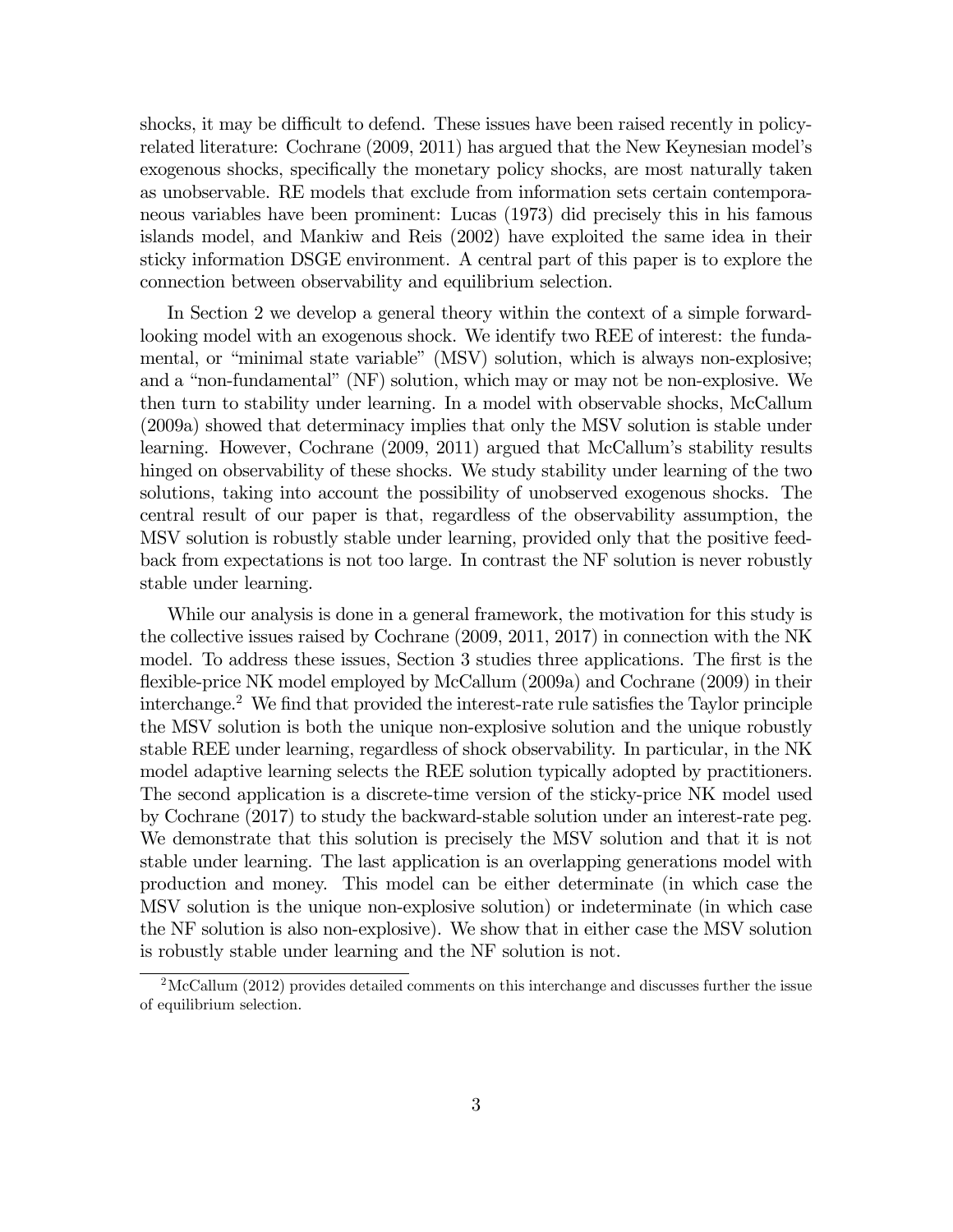shocks, it may be difficult to defend. These issues have been raised recently in policy-related literature: Cochrane (2009, 2011) has argued that the New Keynesian model's exogenous shocks, specifically the monetary policy shocks, are most naturally taken as unobservable. RE models that exclude from information sets certain contemporaneous variables have been prominent: Lucas (1973) did precisely this in his famous islands model, and Mankiw and Reis (2002) have exploited the same idea in their sticky information DSGE environment. A central part of this paper is to explore the connection between observability and equilibrium selection.

In Section 2 we develop a general theory within the context of a simple forward-looking model with an exogenous shock. We identify two REE of interest: the fundamental, or "minimal state variable" (MSV) solution, which is always non-explosive; and a "non-fundamental" (NF) solution, which may or may not be non-explosive. We then turn to stability under learning. In a model with observable shocks, McCallum (2009a) showed that determinacy implies that only the MSV solution is stable under learning. However, Cochrane (2009, 2011) argued that McCallum's stability results hinged on observability of these shocks. We study stability under learning of the two solutions, taking into account the possibility of unobserved exogenous shocks. The central result of our paper is that, regardless of the observability assumption, the MSV solution is robustly stable under learning, provided only that the positive feedback from expectations is not too large. In contrast the NF solution is never robustly stable under learning.

While our analysis is done in a general framework, the motivation for this study is the collective issues raised by Cochrane (2009, 2011, 2017) in connection with the NK model. To address these issues, Section 3 studies three applications. The first is the flexible-price NK model employed by McCallum (2009a) and Cochrane (2009) in their interchange.[2] We find that provided the interest-rate rule satisfies the Taylor principle the MSV solution is both the unique non-explosive solution and the unique robustly stable REE under learning, regardless of shock observability. In particular, in the NK model adaptive learning selects the REE solution typically adopted by practitioners. The second application is a discrete-time version of the sticky-price NK model used by Cochrane (2017) to study the backward-stable solution under an interest-rate peg. We demonstrate that this solution is precisely the MSV solution and that it is not stable under learning. The last application is an overlapping generations model with production and money. This model can be either determinate (in which case the MSV solution is the unique non-explosive solution) or indeterminate (in which case the NF solution is also non-explosive). We show that in either case the MSV solution is robustly stable under learning and the NF solution is not.

[2] McCallum (2012) provides detailed comments on this interchange and discusses further the issue of equilibrium selection.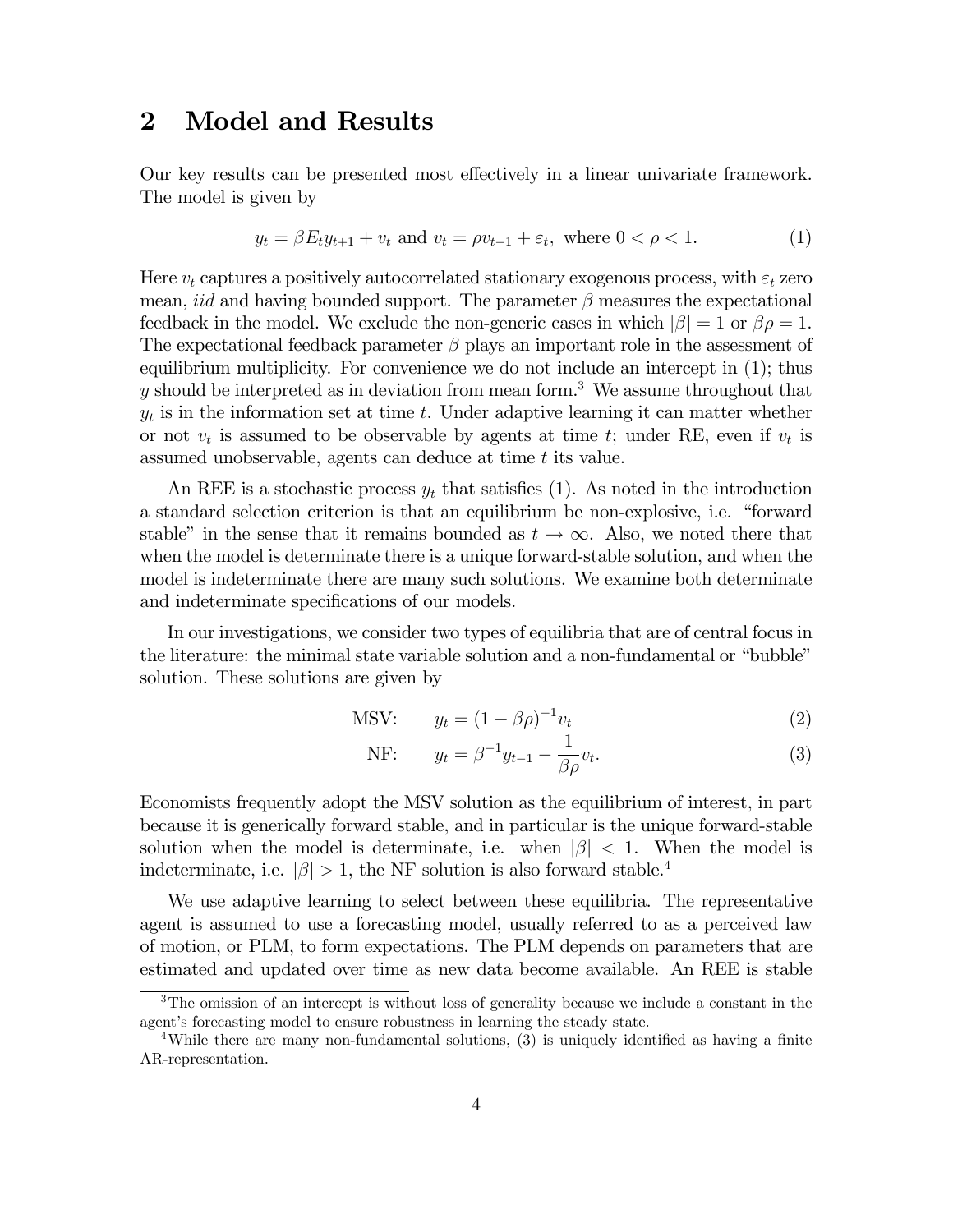## 2 Model and Results

Our key results can be presented most effectively in a linear univariate framework. The model is given by

$$y_t = \beta E_t y_{t+1} + v_t \text{ and } v_t = \rho v_{t-1} + \varepsilon_t, \text{ where } 0 < \rho < 1. \tag{1}$$

Here $v_t$ captures a positively autocorrelated stationary exogenous process, with $\varepsilon_t$ zero mean, *iid* and having bounded support. The parameter $\beta$ measures the expectational feedback in the model. We exclude the non-generic cases in which $|\beta| = 1$ or $\beta\rho = 1$. The expectational feedback parameter $\beta$ plays an important role in the assessment of equilibrium multiplicity. For convenience we do not include an intercept in (1); thus $y$ should be interpreted as in deviation from mean form.[3] We assume throughout that $y_t$ is in the information set at time $t$. Under adaptive learning it can matter whether or not $v_t$ is assumed to be observable by agents at time $t$; under RE, even if $v_t$ is assumed unobservable, agents can deduce at time $t$ its value.

An REE is a stochastic process $y_t$ that satisfies (1). As noted in the introduction a standard selection criterion is that an equilibrium be non-explosive, i.e. "forward stable" in the sense that it remains bounded as $t \to \infty$. Also, we noted there that when the model is determinate there is a unique forward-stable solution, and when the model is indeterminate there are many such solutions. We examine both determinate and indeterminate specifications of our models.

In our investigations, we consider two types of equilibria that are of central focus in the literature: the minimal state variable solution and a non-fundamental or "bubble" solution. These solutions are given by

$$\text{MSV:} \qquad y_t = (1 - \beta\rho)^{-1} v_t \tag{2}$$

$$\text{NF:} \qquad y_t = \beta^{-1} y_{t-1} - \frac{1}{\beta\rho} v_t. \tag{3}$$

Economists frequently adopt the MSV solution as the equilibrium of interest, in part because it is generically forward stable, and in particular is the unique forward-stable solution when the model is determinate, i.e. when $|\beta| < 1$. When the model is indeterminate, i.e. $|\beta| > 1$, the NF solution is also forward stable.[4]

We use adaptive learning to select between these equilibria. The representative agent is assumed to use a forecasting model, usually referred to as a perceived law of motion, or PLM, to form expectations. The PLM depends on parameters that are estimated and updated over time as new data become available. An REE is stable

[3] The omission of an intercept is without loss of generality because we include a constant in the agent's forecasting model to ensure robustness in learning the steady state.

[4] While there are many non-fundamental solutions, (3) is uniquely identified as having a finite AR-representation.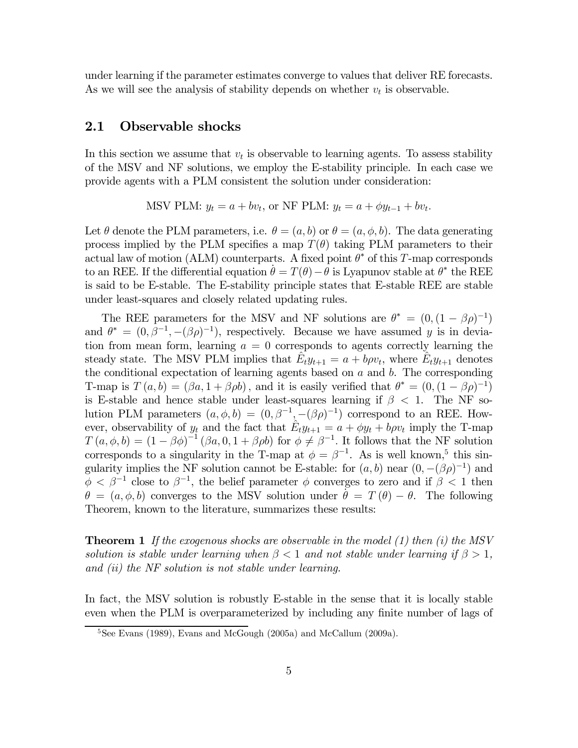under learning if the parameter estimates converge to values that deliver RE forecasts. As we will see the analysis of stability depends on whether $v_t$ is observable.

## 2.1 Observable shocks

In this section we assume that $v_t$ is observable to learning agents. To assess stability of the MSV and NF solutions, we employ the E-stability principle. In each case we provide agents with a PLM consistent the solution under consideration:

$$\text{MSV PLM: } y_t = a + bv_t, \text{ or NF PLM: } y_t = a + \phi y_{t-1} + bv_t.$$

Let $\theta$ denote the PLM parameters, i.e. $\theta = (a, b)$ or $\theta = (a, \phi, b)$. The data generating process implied by the PLM specifies a map $T(\theta)$ taking PLM parameters to their actual law of motion (ALM) counterparts. A fixed point $\theta^*$ of this $T$-map corresponds to an REE. If the differential equation $\dot{\theta} = T(\theta) - \theta$ is Lyapunov stable at $\theta^*$ the REE is said to be E-stable. The E-stability principle states that E-stable REE are stable under least-squares and closely related updating rules.

The REE parameters for the MSV and NF solutions are $\theta^* = (0, (1 - \beta\rho)^{-1})$ and $\theta^* = (0, \beta^{-1}, -(\beta\rho)^{-1})$, respectively. Because we have assumed $y$ is in deviation from mean form, learning $a = 0$ corresponds to agents correctly learning the steady state. The MSV PLM implies that $\hat{E}_t y_{t+1} = a + b\rho v_t$, where $\hat{E}_t y_{t+1}$ denotes the conditional expectation of learning agents based on $a$ and $b$. The corresponding T-map is $T(a, b) = (\beta a, 1 + \beta\rho b)$, and it is easily verified that $\theta^* = (0, (1 - \beta\rho)^{-1})$ is E-stable and hence stable under least-squares learning if $\beta < 1$. The NF solution PLM parameters $(a, \phi, b) = (0, \beta^{-1}, -(\beta\rho)^{-1})$ correspond to an REE. However, observability of $y_t$ and the fact that $\hat{E}_t y_{t+1} = a + \phi y_t + b\rho v_t$ imply the T-map $T(a, \phi, b) = (1 - \beta\phi)^{-1}(\beta a, 0, 1 + \beta\rho b)$ for $\phi \neq \beta^{-1}$. It follows that the NF solution corresponds to a singularity in the T-map at $\phi = \beta^{-1}$. As is well known,[5] this singularity implies the NF solution cannot be E-stable: for $(a, b)$ near $(0, -(\beta\rho)^{-1})$ and $\phi < \beta^{-1}$ close to $\beta^{-1}$, the belief parameter $\phi$ converges to zero and if $\beta < 1$ then $\theta = (a, \phi, b)$ converges to the MSV solution under $\dot{\theta} = T(\theta) - \theta$. The following Theorem, known to the literature, summarizes these results:

**Theorem 1** *If the exogenous shocks are observable in the model (1) then (i) the MSV solution is stable under learning when $\beta < 1$ and not stable under learning if $\beta > 1$, and (ii) the NF solution is not stable under learning.*

In fact, the MSV solution is robustly E-stable in the sense that it is locally stable even when the PLM is overparameterized by including any finite number of lags of

[5] See Evans (1989), Evans and McGough (2005a) and McCallum (2009a).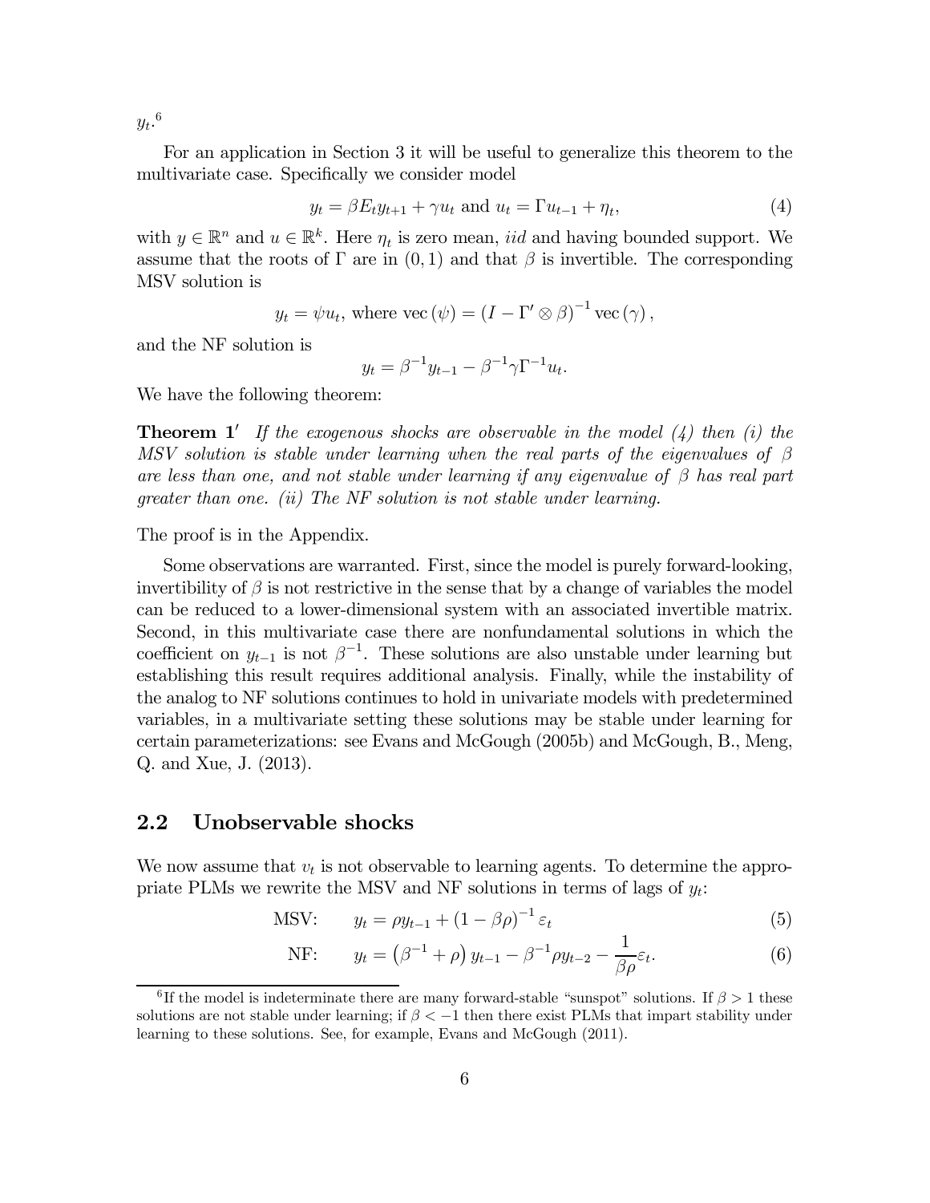$y_t$.[6]

For an application in Section 3 it will be useful to generalize this theorem to the multivariate case. Specifically we consider model

$$y_t = \beta E_t y_{t+1} + \gamma u_t \text{ and } u_t = \Gamma u_{t-1} + \eta_t, \tag{4}$$

with $y \in \mathbb{R}^n$ and $u \in \mathbb{R}^k$. Here $\eta_t$ is zero mean, *iid* and having bounded support. We assume that the roots of $\Gamma$ are in $(0, 1)$ and that $\beta$ is invertible. The corresponding MSV solution is

$$y_t = \psi u_t, \text{ where } \operatorname{vec}(\psi) = \left(I - \Gamma' \otimes \beta\right)^{-1} \operatorname{vec}(\gamma),$$

and the NF solution is

$$y_t = \beta^{-1} y_{t-1} - \beta^{-1} \gamma \Gamma^{-1} u_t.$$

We have the following theorem:

**Theorem 1′** *If the exogenous shocks are observable in the model (4) then (i) the MSV solution is stable under learning when the real parts of the eigenvalues of $\beta$ are less than one, and not stable under learning if any eigenvalue of $\beta$ has real part greater than one. (ii) The NF solution is not stable under learning.*

The proof is in the Appendix.

Some observations are warranted. First, since the model is purely forward-looking, invertibility of $\beta$ is not restrictive in the sense that by a change of variables the model can be reduced to a lower-dimensional system with an associated invertible matrix. Second, in this multivariate case there are nonfundamental solutions in which the coefficient on $y_{t-1}$ is not $\beta^{-1}$. These solutions are also unstable under learning but establishing this result requires additional analysis. Finally, while the instability of the analog to NF solutions continues to hold in univariate models with predetermined variables, in a multivariate setting these solutions may be stable under learning for certain parameterizations: see Evans and McGough (2005b) and McGough, B., Meng, Q. and Xue, J. (2013).

## 2.2 Unobservable shocks

We now assume that $v_t$ is not observable to learning agents. To determine the appropriate PLMs we rewrite the MSV and NF solutions in terms of lags of $y_t$:

$$\text{MSV:} \qquad y_t = \rho y_{t-1} + (1 - \beta\rho)^{-1} \varepsilon_t \tag{5}$$

$$\text{NF:} \qquad y_t = \left(\beta^{-1} + \rho\right) y_{t-1} - \beta^{-1} \rho y_{t-2} - \frac{1}{\beta\rho} \varepsilon_t. \tag{6}$$

[6] If the model is indeterminate there are many forward-stable "sunspot" solutions. If $\beta > 1$ these solutions are not stable under learning; if $\beta < -1$ then there exist PLMs that impart stability under learning to these solutions. See, for example, Evans and McGough (2011).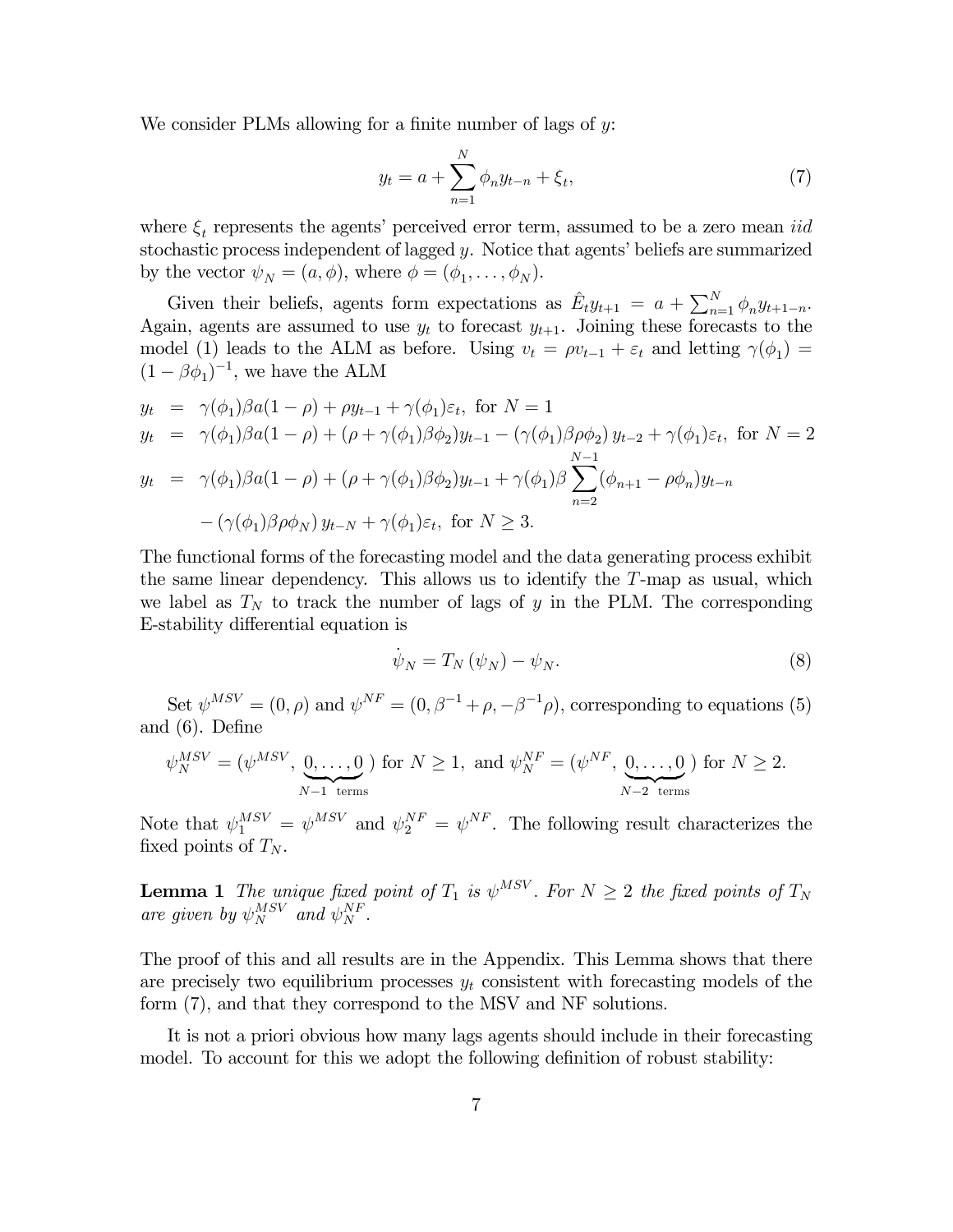We consider PLMs allowing for a finite number of lags of $y$:

$$y_t = a + \sum_{n=1}^{N} \phi_n y_{t-n} + \xi_t, \tag{7}$$

where $\xi_t$ represents the agents' perceived error term, assumed to be a zero mean *iid* stochastic process independent of lagged $y$. Notice that agents' beliefs are summarized by the vector $\psi_N = (a, \phi)$, where $\phi = (\phi_1, \ldots, \phi_N)$.

Given their beliefs, agents form expectations as $\hat{E}_t y_{t+1} = a + \sum_{n=1}^{N} \phi_n y_{t+1-n}$. Again, agents are assumed to use $y_t$ to forecast $y_{t+1}$. Joining these forecasts to the model (1) leads to the ALM as before. Using $v_t = \rho v_{t-1} + \varepsilon_t$ and letting $\gamma(\phi_1) = (1 - \beta\phi_1)^{-1}$, we have the ALM

$$
\begin{aligned}
y_t &= \gamma(\phi_1)\beta a(1-\rho) + \rho y_{t-1} + \gamma(\phi_1)\varepsilon_t, \text{ for } N = 1 \\
y_t &= \gamma(\phi_1)\beta a(1-\rho) + (\rho + \gamma(\phi_1)\beta\phi_2) y_{t-1} - (\gamma(\phi_1)\beta\rho\phi_2)\, y_{t-2} + \gamma(\phi_1)\varepsilon_t, \text{ for } N = 2 \\
y_t &= \gamma(\phi_1)\beta a(1-\rho) + (\rho + \gamma(\phi_1)\beta\phi_2) y_{t-1} + \gamma(\phi_1)\beta \sum_{n=2}^{N-1} (\phi_{n+1} - \rho\phi_n) y_{t-n} \\
&\quad - (\gamma(\phi_1)\beta\rho\phi_N)\, y_{t-N} + \gamma(\phi_1)\varepsilon_t, \text{ for } N \geq 3.
\end{aligned}
$$

The functional forms of the forecasting model and the data generating process exhibit the same linear dependency. This allows us to identify the $T$-map as usual, which we label as $T_N$ to track the number of lags of $y$ in the PLM. The corresponding E-stability differential equation is

$$\dot{\psi}_N = T_N(\psi_N) - \psi_N. \tag{8}$$

Set $\psi^{MSV} = (0, \rho)$ and $\psi^{NF} = (0, \beta^{-1} + \rho, -\beta^{-1}\rho)$, corresponding to equations (5) and (6). Define

$$\psi_N^{MSV} = (\psi^{MSV}, \underbrace{0, \ldots, 0}_{N-1 \text{ terms}}) \text{ for } N \geq 1, \text{ and } \psi_N^{NF} = (\psi^{NF}, \underbrace{0, \ldots, 0}_{N-2 \text{ terms}}) \text{ for } N \geq 2.$$

Note that $\psi_1^{MSV} = \psi^{MSV}$ and $\psi_2^{NF} = \psi^{NF}$. The following result characterizes the fixed points of $T_N$.

**Lemma 1** *The unique fixed point of $T_1$ is $\psi^{MSV}$. For $N \geq 2$ the fixed points of $T_N$ are given by $\psi_N^{MSV}$ and $\psi_N^{NF}$.*

The proof of this and all results are in the Appendix. This Lemma shows that there are precisely two equilibrium processes $y_t$ consistent with forecasting models of the form (7), and that they correspond to the MSV and NF solutions.

It is not a priori obvious how many lags agents should include in their forecasting model. To account for this we adopt the following definition of robust stability: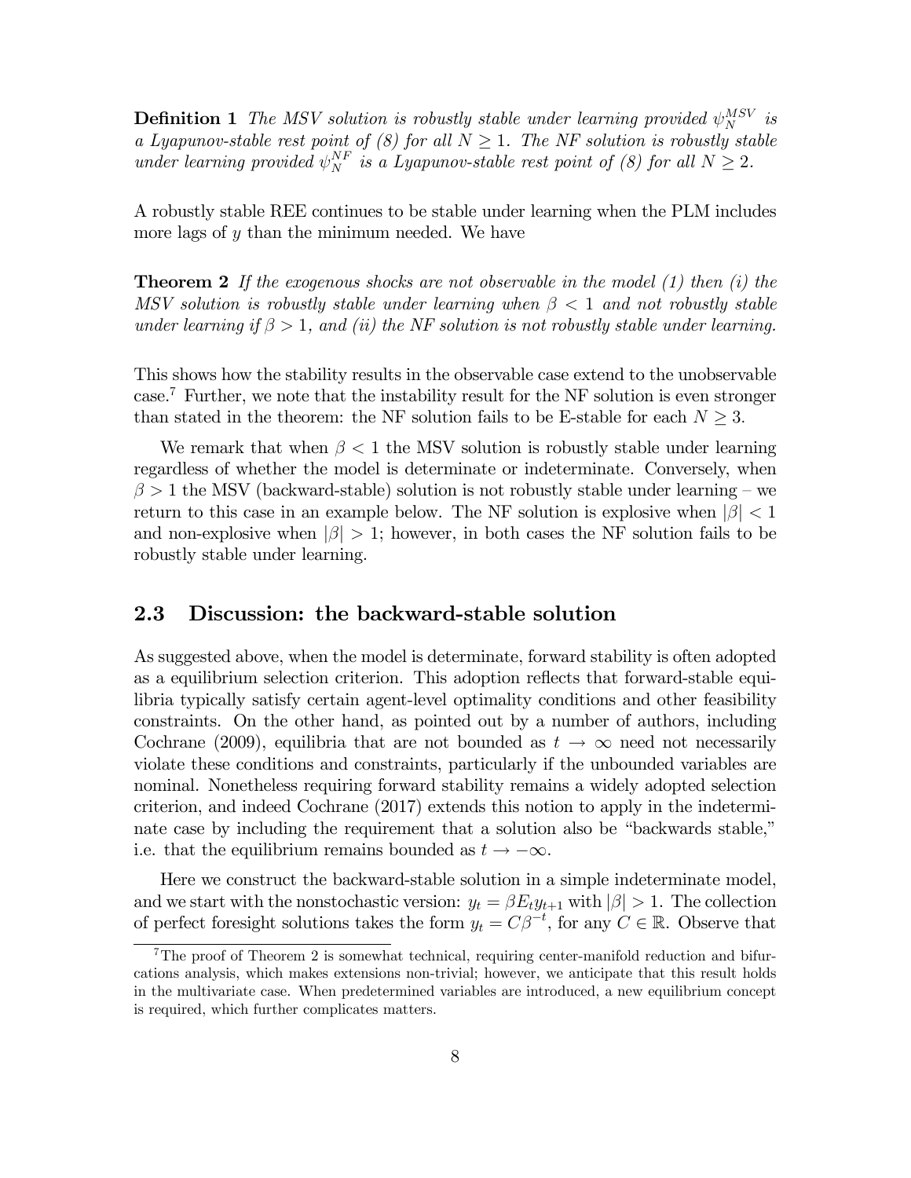**Definition 1** *The MSV solution is robustly stable under learning provided $\psi_N^{MSV}$ is a Lyapunov-stable rest point of (8) for all $N \geq 1$. The NF solution is robustly stable under learning provided $\psi_N^{NF}$ is a Lyapunov-stable rest point of (8) for all $N \geq 2$.*

A robustly stable REE continues to be stable under learning when the PLM includes more lags of $y$ than the minimum needed. We have

**Theorem 2** *If the exogenous shocks are not observable in the model (1) then (i) the MSV solution is robustly stable under learning when $\beta < 1$ and not robustly stable under learning if $\beta > 1$, and (ii) the NF solution is not robustly stable under learning.*

This shows how the stability results in the observable case extend to the unobservable case.[7] Further, we note that the instability result for the NF solution is even stronger than stated in the theorem: the NF solution fails to be E-stable for each $N \geq 3$.

We remark that when $\beta < 1$ the MSV solution is robustly stable under learning regardless of whether the model is determinate or indeterminate. Conversely, when $\beta > 1$ the MSV (backward-stable) solution is not robustly stable under learning – we return to this case in an example below. The NF solution is explosive when $|\beta| < 1$ and non-explosive when $|\beta| > 1$; however, in both cases the NF solution fails to be robustly stable under learning.

## 2.3 Discussion: the backward-stable solution

As suggested above, when the model is determinate, forward stability is often adopted as a equilibrium selection criterion. This adoption reflects that forward-stable equilibria typically satisfy certain agent-level optimality conditions and other feasibility constraints. On the other hand, as pointed out by a number of authors, including Cochrane (2009), equilibria that are not bounded as $t \to \infty$ need not necessarily violate these conditions and constraints, particularly if the unbounded variables are nominal. Nonetheless requiring forward stability remains a widely adopted selection criterion, and indeed Cochrane (2017) extends this notion to apply in the indeterminate case by including the requirement that a solution also be "backwards stable," i.e. that the equilibrium remains bounded as $t \to -\infty$.

Here we construct the backward-stable solution in a simple indeterminate model, and we start with the nonstochastic version: $y_t = \beta E_t y_{t+1}$ with $|\beta| > 1$. The collection of perfect foresight solutions takes the form $y_t = C\beta^{-t}$, for any $C \in \mathbb{R}$. Observe that

[7] The proof of Theorem 2 is somewhat technical, requiring center-manifold reduction and bifurcations analysis, which makes extensions non-trivial; however, we anticipate that this result holds in the multivariate case. When predetermined variables are introduced, a new equilibrium concept is required, which further complicates matters.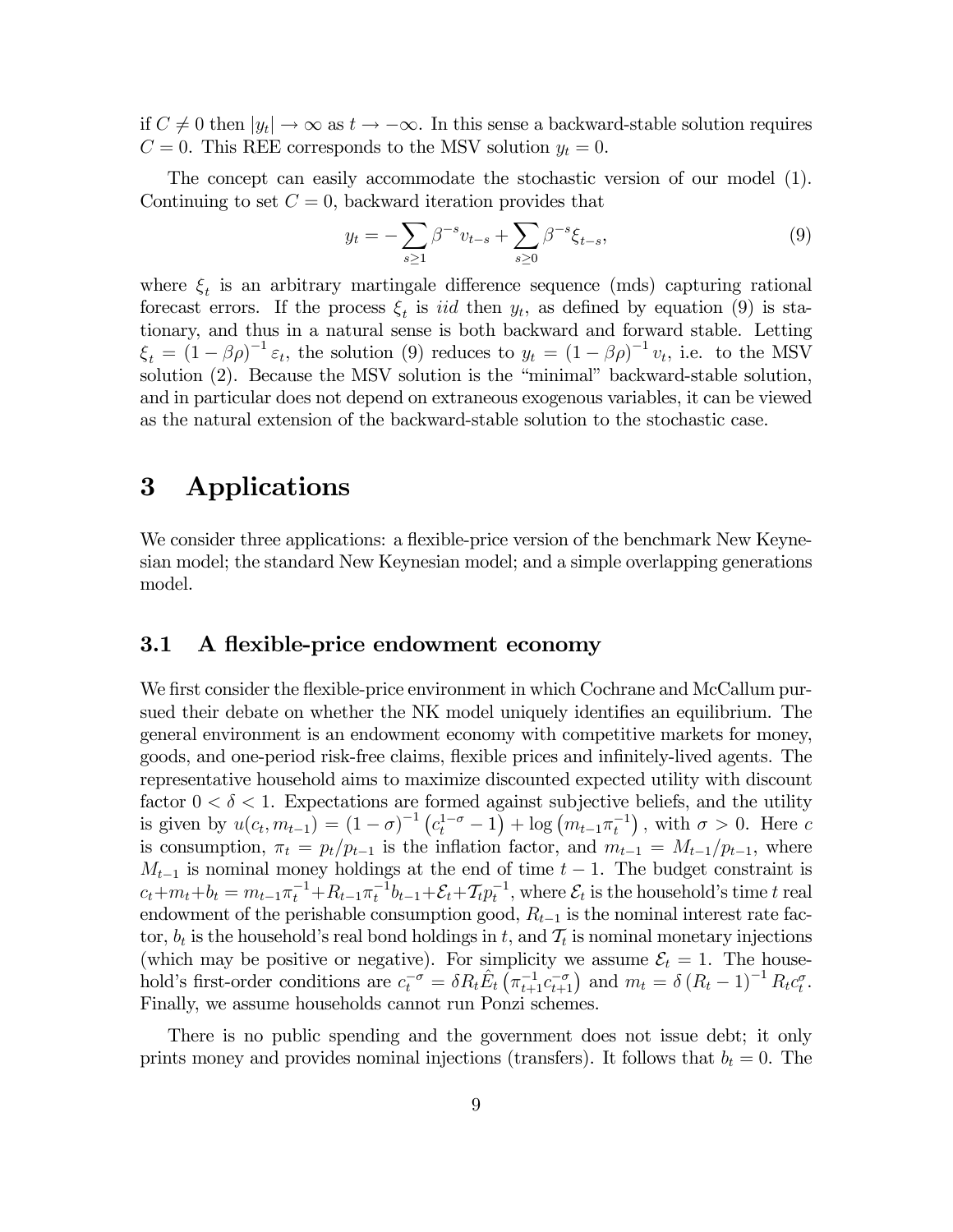if $C \neq 0$ then $|y_t| \to \infty$ as $t \to -\infty$. In this sense a backward-stable solution requires $C = 0$. This REE corresponds to the MSV solution $y_t = 0$.

The concept can easily accommodate the stochastic version of our model (1). Continuing to set $C = 0$, backward iteration provides that

$$y_t = -\sum_{s \geq 1} \beta^{-s} v_{t-s} + \sum_{s \geq 0} \beta^{-s} \xi_{t-s}, \tag{9}$$

where $\xi_t$ is an arbitrary martingale difference sequence (mds) capturing rational forecast errors. If the process $\xi_t$ is *iid* then $y_t$, as defined by equation (9) is stationary, and thus in a natural sense is both backward and forward stable. Letting $\xi_t = (1 - \beta\rho)^{-1} \varepsilon_t$, the solution (9) reduces to $y_t = (1 - \beta\rho)^{-1} v_t$, i.e. to the MSV solution (2). Because the MSV solution is the "minimal" backward-stable solution, and in particular does not depend on extraneous exogenous variables, it can be viewed as the natural extension of the backward-stable solution to the stochastic case.

# 3 Applications

We consider three applications: a flexible-price version of the benchmark New Keynesian model; the standard New Keynesian model; and a simple overlapping generations model.

## 3.1 A flexible-price endowment economy

We first consider the flexible-price environment in which Cochrane and McCallum pursued their debate on whether the NK model uniquely identifies an equilibrium. The general environment is an endowment economy with competitive markets for money, goods, and one-period risk-free claims, flexible prices and infinitely-lived agents. The representative household aims to maximize discounted expected utility with discount factor $0 < \delta < 1$. Expectations are formed against subjective beliefs, and the utility is given by $u(c_t, m_{t-1}) = (1 - \sigma)^{-1} \left(c_t^{1-\sigma} - 1\right) + \log\left(m_{t-1}\pi_t^{-1}\right)$, with $\sigma > 0$. Here $c$ is consumption, $\pi_t = p_t/p_{t-1}$ is the inflation factor, and $m_{t-1} = M_{t-1}/p_{t-1}$, where $M_{t-1}$ is nominal money holdings at the end of time $t-1$. The budget constraint is $c_t + m_t + b_t = m_{t-1}\pi_t^{-1} + R_{t-1}\pi_t^{-1} b_{t-1} + \mathcal{E}_t + \mathcal{T}_t p_t^{-1}$, where $\mathcal{E}_t$ is the household's time $t$ real endowment of the perishable consumption good, $R_{t-1}$ is the nominal interest rate factor, $b_t$ is the household's real bond holdings in $t$, and $\mathcal{T}_t$ is nominal monetary injections (which may be positive or negative). For simplicity we assume $\mathcal{E}_t = 1$. The household's first-order conditions are $c_t^{-\sigma} = \delta R_t \hat{E}_t \left(\pi_{t+1}^{-1} c_{t+1}^{-\sigma}\right)$ and $m_t = \delta \left(R_t - 1\right)^{-1} R_t c_t^{\sigma}$. Finally, we assume households cannot run Ponzi schemes.

There is no public spending and the government does not issue debt; it only prints money and provides nominal injections (transfers). It follows that $b_t = 0$. The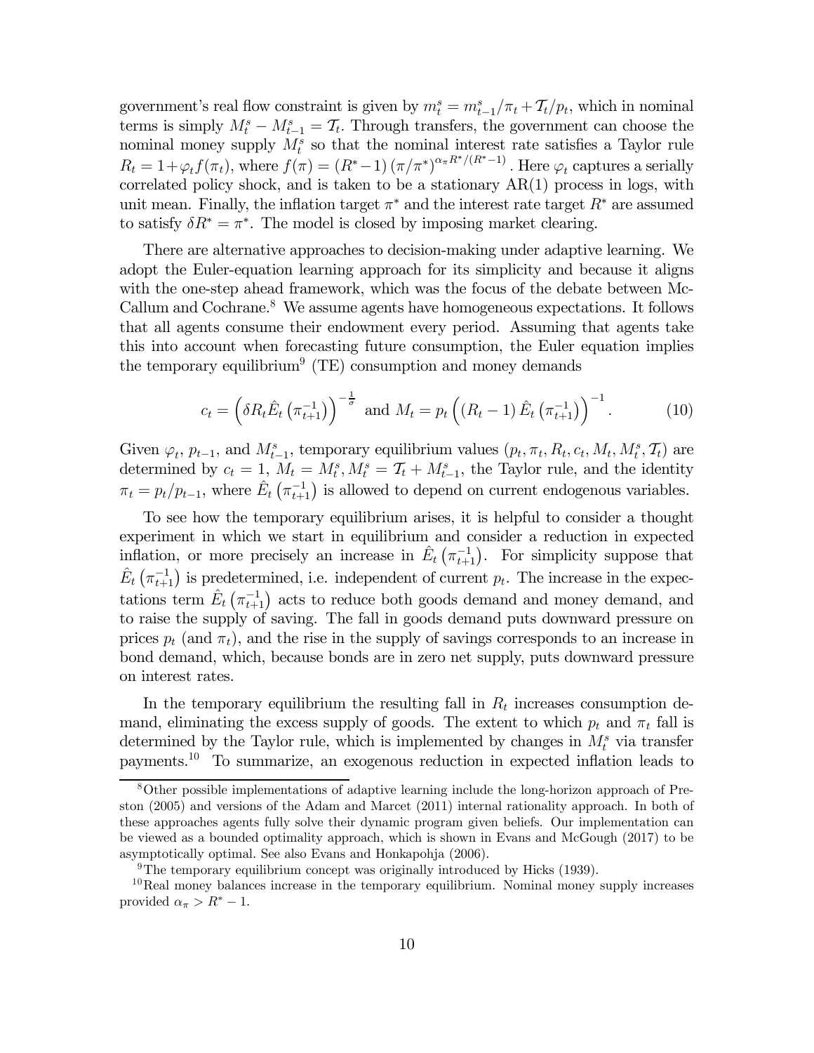government's real flow constraint is given by $m_t^s = m_{t-1}^s/\pi_t + \mathcal{T}_t/p_t$, which in nominal terms is simply $M_t^s - M_{t-1}^s = \mathcal{T}_t$. Through transfers, the government can choose the nominal money supply $M_t^s$ so that the nominal interest rate satisfies a Taylor rule $R_t = 1+\varphi_t f(\pi_t)$, where $f(\pi) = (R^*-1)\left(\pi/\pi^*\right)^{\alpha_\pi R^*/(R^*-1)}$. Here $\varphi_t$ captures a serially correlated policy shock, and is taken to be a stationary AR(1) process in logs, with unit mean. Finally, the inflation target $\pi^*$ and the interest rate target $R^*$ are assumed to satisfy $\delta R^* = \pi^*$. The model is closed by imposing market clearing.

There are alternative approaches to decision-making under adaptive learning. We adopt the Euler-equation learning approach for its simplicity and because it aligns with the one-step ahead framework, which was the focus of the debate between McCallum and Cochrane.[8] We assume agents have homogeneous expectations. It follows that all agents consume their endowment every period. Assuming that agents take this into account when forecasting future consumption, the Euler equation implies the temporary equilibrium[9] (TE) consumption and money demands

$$c_t = \left(\delta R_t \hat{E}_t\left(\pi_{t+1}^{-1}\right)\right)^{-\frac{1}{\sigma}} \text{ and } M_t = p_t\left(\left(R_t - 1\right)\hat{E}_t\left(\pi_{t+1}^{-1}\right)\right)^{-1}. \tag{10}$$

Given $\varphi_t$, $p_{t-1}$, and $M_{t-1}^s$, temporary equilibrium values $(p_t, \pi_t, R_t, c_t, M_t, M_t^s, \mathcal{T}_t)$ are determined by $c_t = 1$, $M_t = M_t^s, M_t^s = \mathcal{T}_t + M_{t-1}^s$, the Taylor rule, and the identity $\pi_t = p_t/p_{t-1}$, where $\hat{E}_t\left(\pi_{t+1}^{-1}\right)$ is allowed to depend on current endogenous variables.

To see how the temporary equilibrium arises, it is helpful to consider a thought experiment in which we start in equilibrium and consider a reduction in expected inflation, or more precisely an increase in $\hat{E}_t\left(\pi_{t+1}^{-1}\right)$. For simplicity suppose that $\hat{E}_t\left(\pi_{t+1}^{-1}\right)$ is predetermined, i.e. independent of current $p_t$. The increase in the expectations term $\hat{E}_t\left(\pi_{t+1}^{-1}\right)$ acts to reduce both goods demand and money demand, and to raise the supply of saving. The fall in goods demand puts downward pressure on prices $p_t$ (and $\pi_t$), and the rise in the supply of savings corresponds to an increase in bond demand, which, because bonds are in zero net supply, puts downward pressure on interest rates.

In the temporary equilibrium the resulting fall in $R_t$ increases consumption demand, eliminating the excess supply of goods. The extent to which $p_t$ and $\pi_t$ fall is determined by the Taylor rule, which is implemented by changes in $M_t^s$ via transfer payments.[10] To summarize, an exogenous reduction in expected inflation leads to

---

[8] Other possible implementations of adaptive learning include the long-horizon approach of Preston (2005) and versions of the Adam and Marcet (2011) internal rationality approach. In both of these approaches agents fully solve their dynamic program given beliefs. Our implementation can be viewed as a bounded optimality approach, which is shown in Evans and McGough (2017) to be asymptotically optimal. See also Evans and Honkapohja (2006).

[9] The temporary equilibrium concept was originally introduced by Hicks (1939).

[10] Real money balances increase in the temporary equilibrium. Nominal money supply increases provided $\alpha_\pi > R^* - 1$.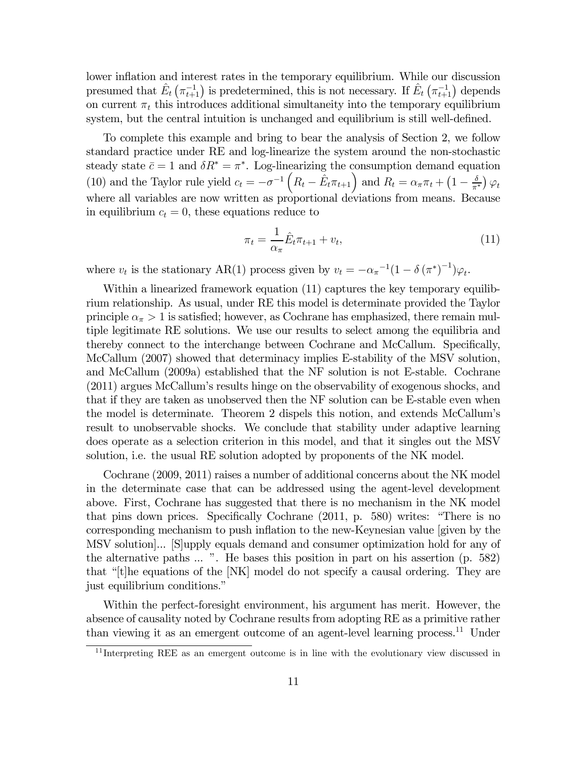lower inflation and interest rates in the temporary equilibrium. While our discussion presumed that $\hat{E}_t\left(\pi_{t+1}^{-1}\right)$ is predetermined, this is not necessary. If $\hat{E}_t\left(\pi_{t+1}^{-1}\right)$ depends on current $\pi_t$ this introduces additional simultaneity into the temporary equilibrium system, but the central intuition is unchanged and equilibrium is still well-defined.

To complete this example and bring to bear the analysis of Section 2, we follow standard practice under RE and log-linearize the system around the non-stochastic steady state $\bar{c} = 1$ and $\delta R^* = \pi^*$. Log-linearizing the consumption demand equation (10) and the Taylor rule yield $c_t = -\sigma^{-1}\left(R_t - \hat{E}_t\pi_{t+1}\right)$ and $R_t = \alpha_\pi \pi_t + \left(1 - \frac{\delta}{\pi^*}\right)\varphi_t$ where all variables are now written as proportional deviations from means. Because in equilibrium $c_t = 0$, these equations reduce to

$$\pi_t = \frac{1}{\alpha_\pi}\hat{E}_t\pi_{t+1} + v_t, \tag{11}$$

where $v_t$ is the stationary AR(1) process given by $v_t = -\alpha_\pi{}^{-1}(1 - \delta\left(\pi^*\right)^{-1})\varphi_t$.

Within a linearized framework equation (11) captures the key temporary equilibrium relationship. As usual, under RE this model is determinate provided the Taylor principle $\alpha_\pi > 1$ is satisfied; however, as Cochrane has emphasized, there remain multiple legitimate RE solutions. We use our results to select among the equilibria and thereby connect to the interchange between Cochrane and McCallum. Specifically, McCallum (2007) showed that determinacy implies E-stability of the MSV solution, and McCallum (2009a) established that the NF solution is not E-stable. Cochrane (2011) argues McCallum's results hinge on the observability of exogenous shocks, and that if they are taken as unobserved then the NF solution can be E-stable even when the model is determinate. Theorem 2 dispels this notion, and extends McCallum's result to unobservable shocks. We conclude that stability under adaptive learning does operate as a selection criterion in this model, and that it singles out the MSV solution, i.e. the usual RE solution adopted by proponents of the NK model.

Cochrane (2009, 2011) raises a number of additional concerns about the NK model in the determinate case that can be addressed using the agent-level development above. First, Cochrane has suggested that there is no mechanism in the NK model that pins down prices. Specifically Cochrane (2011, p. 580) writes: "There is no corresponding mechanism to push inflation to the new-Keynesian value [given by the MSV solution]... [S]upply equals demand and consumer optimization hold for any of the alternative paths ... ". He bases this position in part on his assertion (p. 582) that "[t]he equations of the [NK] model do not specify a causal ordering. They are just equilibrium conditions."

Within the perfect-foresight environment, his argument has merit. However, the absence of causality noted by Cochrane results from adopting RE as a primitive rather than viewing it as an emergent outcome of an agent-level learning process.[11] Under

[11] Interpreting REE as an emergent outcome is in line with the evolutionary view discussed in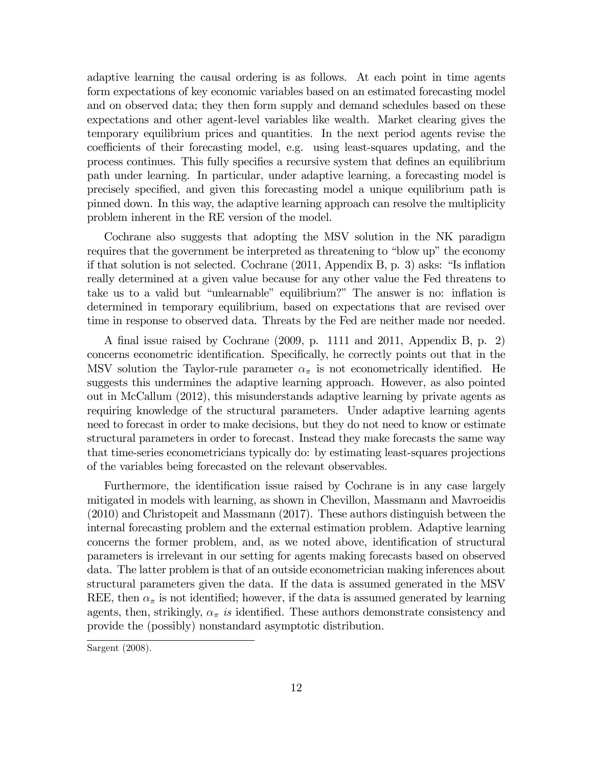adaptive learning the causal ordering is as follows. At each point in time agents form expectations of key economic variables based on an estimated forecasting model and on observed data; they then form supply and demand schedules based on these expectations and other agent-level variables like wealth. Market clearing gives the temporary equilibrium prices and quantities. In the next period agents revise the coefficients of their forecasting model, e.g. using least-squares updating, and the process continues. This fully specifies a recursive system that defines an equilibrium path under learning. In particular, under adaptive learning, a forecasting model is precisely specified, and given this forecasting model a unique equilibrium path is pinned down. In this way, the adaptive learning approach can resolve the multiplicity problem inherent in the RE version of the model.

Cochrane also suggests that adopting the MSV solution in the NK paradigm requires that the government be interpreted as threatening to "blow up" the economy if that solution is not selected. Cochrane (2011, Appendix B, p. 3) asks: "Is inflation really determined at a given value because for any other value the Fed threatens to take us to a valid but "unlearnable" equilibrium?" The answer is no: inflation is determined in temporary equilibrium, based on expectations that are revised over time in response to observed data. Threats by the Fed are neither made nor needed.

A final issue raised by Cochrane (2009, p. 1111 and 2011, Appendix B, p. 2) concerns econometric identification. Specifically, he correctly points out that in the MSV solution the Taylor-rule parameter $\alpha_\pi$ is not econometrically identified. He suggests this undermines the adaptive learning approach. However, as also pointed out in McCallum (2012), this misunderstands adaptive learning by private agents as requiring knowledge of the structural parameters. Under adaptive learning agents need to forecast in order to make decisions, but they do not need to know or estimate structural parameters in order to forecast. Instead they make forecasts the same way that time-series econometricians typically do: by estimating least-squares projections of the variables being forecasted on the relevant observables.

Furthermore, the identification issue raised by Cochrane is in any case largely mitigated in models with learning, as shown in Chevillon, Massmann and Mavroeidis (2010) and Christopeit and Massmann (2017). These authors distinguish between the internal forecasting problem and the external estimation problem. Adaptive learning concerns the former problem, and, as we noted above, identification of structural parameters is irrelevant in our setting for agents making forecasts based on observed data. The latter problem is that of an outside econometrician making inferences about structural parameters given the data. If the data is assumed generated in the MSV REE, then $\alpha_\pi$ is not identified; however, if the data is assumed generated by learning agents, then, strikingly, $\alpha_\pi$ *is* identified. These authors demonstrate consistency and provide the (possibly) nonstandard asymptotic distribution.

---

Sargent (2008).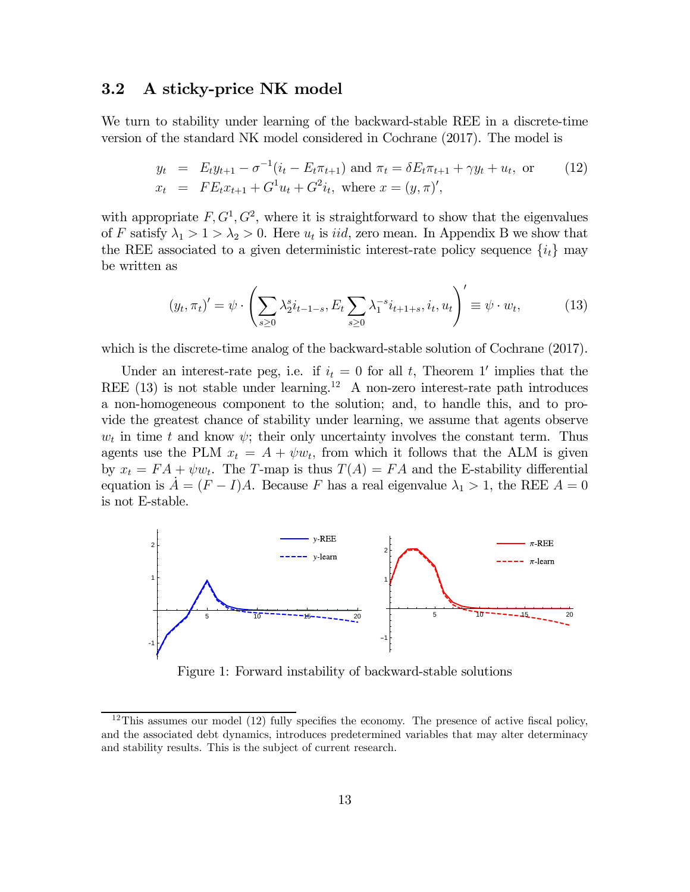### 3.2 A sticky-price NK model

We turn to stability under learning of the backward-stable REE in a discrete-time version of the standard NK model considered in Cochrane (2017). The model is

$$
\begin{aligned}
y_t &= E_t y_{t+1} - \sigma^{-1}(i_t - E_t \pi_{t+1}) \text{ and } \pi_t = \delta E_t \pi_{t+1} + \gamma y_t + u_t, \text{ or} \\
x_t &= F E_t x_{t+1} + G^1 u_t + G^2 i_t, \text{ where } x = (y, \pi)',
\end{aligned} \tag{12}
$$

with appropriate $F, G^1, G^2$, where it is straightforward to show that the eigenvalues of $F$ satisfy $\lambda_1 > 1 > \lambda_2 > 0$. Here $u_t$ is *iid*, zero mean. In Appendix B we show that the REE associated to a given deterministic interest-rate policy sequence $\{i_t\}$ may be written as

$$
(y_t, \pi_t)' = \psi \cdot \left( \sum_{s \geq 0} \lambda_2^s i_{t-1-s}, E_t \sum_{s \geq 0} \lambda_1^{-s} i_{t+1+s}, i_t, u_t \right)' \equiv \psi \cdot w_t, \tag{13}
$$

which is the discrete-time analog of the backward-stable solution of Cochrane (2017).

Under an interest-rate peg, i.e. if $i_t = 0$ for all $t$, Theorem 1′ implies that the REE (13) is not stable under learning.[12] A non-zero interest-rate path introduces a non-homogeneous component to the solution; and, to handle this, and to provide the greatest chance of stability under learning, we assume that agents observe $w_t$ in time $t$ and know $\psi$; their only uncertainty involves the constant term. Thus agents use the PLM $x_t = A + \psi w_t$, from which it follows that the ALM is given by $x_t = FA + \psi w_t$. The $T$-map is thus $T(A) = FA$ and the E-stability differential equation is $\dot{A} = (F - I)A$. Because $F$ has a real eigenvalue $\lambda_1 > 1$, the REE $A = 0$ is not E-stable.

Figure 1: Forward instability of backward-stable solutions

[12] This assumes our model (12) fully specifies the economy. The presence of active fiscal policy, and the associated debt dynamics, introduces predetermined variables that may alter determinacy and stability results. This is the subject of current research.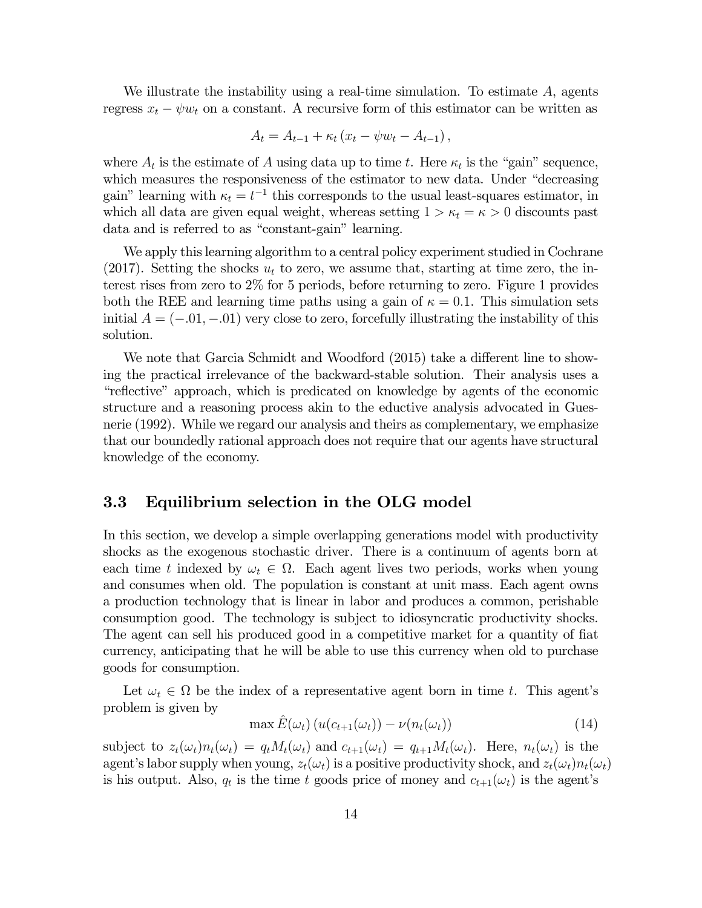We illustrate the instability using a real-time simulation. To estimate $A$, agents regress $x_t - \psi w_t$ on a constant. A recursive form of this estimator can be written as

$$A_t = A_{t-1} + \kappa_t \left( x_t - \psi w_t - A_{t-1} \right),$$

where $A_t$ is the estimate of $A$ using data up to time $t$. Here $\kappa_t$ is the "gain" sequence, which measures the responsiveness of the estimator to new data. Under "decreasing gain" learning with $\kappa_t = t^{-1}$ this corresponds to the usual least-squares estimator, in which all data are given equal weight, whereas setting $1 > \kappa_t = \kappa > 0$ discounts past data and is referred to as "constant-gain" learning.

We apply this learning algorithm to a central policy experiment studied in Cochrane (2017). Setting the shocks $u_t$ to zero, we assume that, starting at time zero, the interest rises from zero to 2% for 5 periods, before returning to zero. Figure 1 provides both the REE and learning time paths using a gain of $\kappa = 0.1$. This simulation sets initial $A = (-.01, -.01)$ very close to zero, forcefully illustrating the instability of this solution.

We note that Garcia Schmidt and Woodford (2015) take a different line to showing the practical irrelevance of the backward-stable solution. Their analysis uses a "reflective" approach, which is predicated on knowledge by agents of the economic structure and a reasoning process akin to the eductive analysis advocated in Guesnerie (1992). While we regard our analysis and theirs as complementary, we emphasize that our boundedly rational approach does not require that our agents have structural knowledge of the economy.

### 3.3 Equilibrium selection in the OLG model

In this section, we develop a simple overlapping generations model with productivity shocks as the exogenous stochastic driver. There is a continuum of agents born at each time $t$ indexed by $\omega_t \in \Omega$. Each agent lives two periods, works when young and consumes when old. The population is constant at unit mass. Each agent owns a production technology that is linear in labor and produces a common, perishable consumption good. The technology is subject to idiosyncratic productivity shocks. The agent can sell his produced good in a competitive market for a quantity of fiat currency, anticipating that he will be able to use this currency when old to purchase goods for consumption.

Let $\omega_t \in \Omega$ be the index of a representative agent born in time $t$. This agent's problem is given by

$$\max \hat{E}(\omega_t) \left( u(c_{t+1}(\omega_t)) - \nu(n_t(\omega_t)) \right) \tag{14}$$

subject to $z_t(\omega_t) n_t(\omega_t) = q_t M_t(\omega_t)$ and $c_{t+1}(\omega_t) = q_{t+1} M_t(\omega_t)$. Here, $n_t(\omega_t)$ is the agent's labor supply when young, $z_t(\omega_t)$ is a positive productivity shock, and $z_t(\omega_t) n_t(\omega_t)$ is his output. Also, $q_t$ is the time $t$ goods price of money and $c_{t+1}(\omega_t)$ is the agent's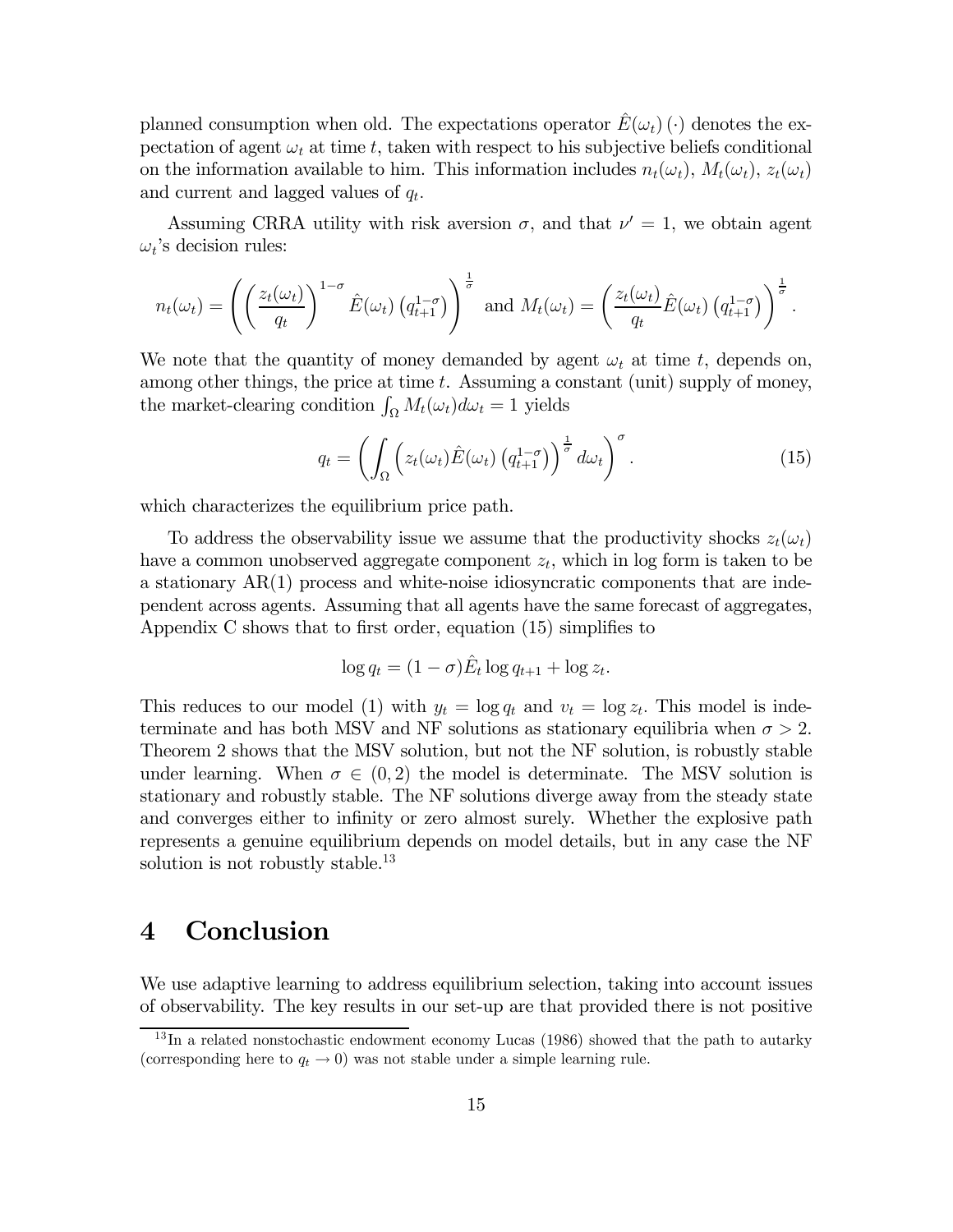planned consumption when old. The expectations operator $\hat{E}(\omega_t)(\cdot)$ denotes the expectation of agent $\omega_t$ at time $t$, taken with respect to his subjective beliefs conditional on the information available to him. This information includes $n_t(\omega_t)$, $M_t(\omega_t)$, $z_t(\omega_t)$ and current and lagged values of $q_t$.

Assuming CRRA utility with risk aversion $\sigma$, and that $\nu' = 1$, we obtain agent $\omega_t$'s decision rules:

$$n_t(\omega_t) = \left( \left( \frac{z_t(\omega_t)}{q_t} \right)^{1-\sigma} \hat{E}(\omega_t) \left( q_{t+1}^{1-\sigma} \right) \right)^{\frac{1}{\sigma}} \text{ and } M_t(\omega_t) = \left( \frac{z_t(\omega_t)}{q_t} \hat{E}(\omega_t) \left( q_{t+1}^{1-\sigma} \right) \right)^{\frac{1}{\sigma}}.$$

We note that the quantity of money demanded by agent $\omega_t$ at time $t$, depends on, among other things, the price at time $t$. Assuming a constant (unit) supply of money, the market-clearing condition $\int_\Omega M_t(\omega_t) d\omega_t = 1$ yields

$$q_t = \left( \int_\Omega \left( z_t(\omega_t) \hat{E}(\omega_t) \left( q_{t+1}^{1-\sigma} \right) \right)^{\frac{1}{\sigma}} d\omega_t \right)^{\sigma}. \tag{15}$$

which characterizes the equilibrium price path.

To address the observability issue we assume that the productivity shocks $z_t(\omega_t)$ have a common unobserved aggregate component $z_t$, which in log form is taken to be a stationary AR(1) process and white-noise idiosyncratic components that are independent across agents. Assuming that all agents have the same forecast of aggregates, Appendix C shows that to first order, equation (15) simplifies to

$$\log q_t = (1-\sigma) \hat{E}_t \log q_{t+1} + \log z_t.$$

This reduces to our model (1) with $y_t = \log q_t$ and $v_t = \log z_t$. This model is indeterminate and has both MSV and NF solutions as stationary equilibria when $\sigma > 2$. Theorem 2 shows that the MSV solution, but not the NF solution, is robustly stable under learning. When $\sigma \in (0, 2)$ the model is determinate. The MSV solution is stationary and robustly stable. The NF solutions diverge away from the steady state and converges either to infinity or zero almost surely. Whether the explosive path represents a genuine equilibrium depends on model details, but in any case the NF solution is not robustly stable.[13]

# 4 Conclusion

We use adaptive learning to address equilibrium selection, taking into account issues of observability. The key results in our set-up are that provided there is not positive

[13] In a related nonstochastic endowment economy Lucas (1986) showed that the path to autarky (corresponding here to $q_t \to 0$) was not stable under a simple learning rule.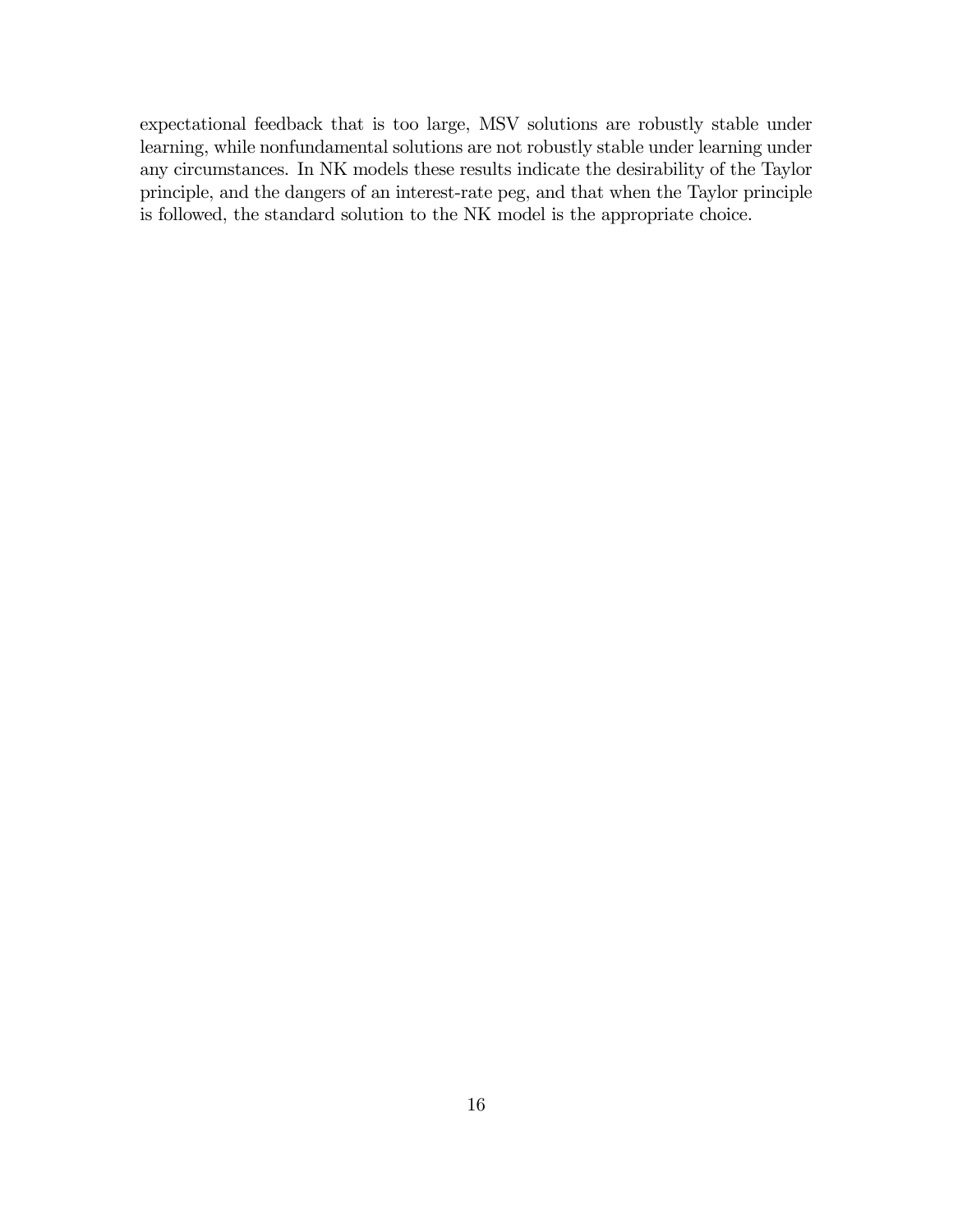expectational feedback that is too large, MSV solutions are robustly stable under learning, while nonfundamental solutions are not robustly stable under learning under any circumstances. In NK models these results indicate the desirability of the Taylor principle, and the dangers of an interest-rate peg, and that when the Taylor principle is followed, the standard solution to the NK model is the appropriate choice.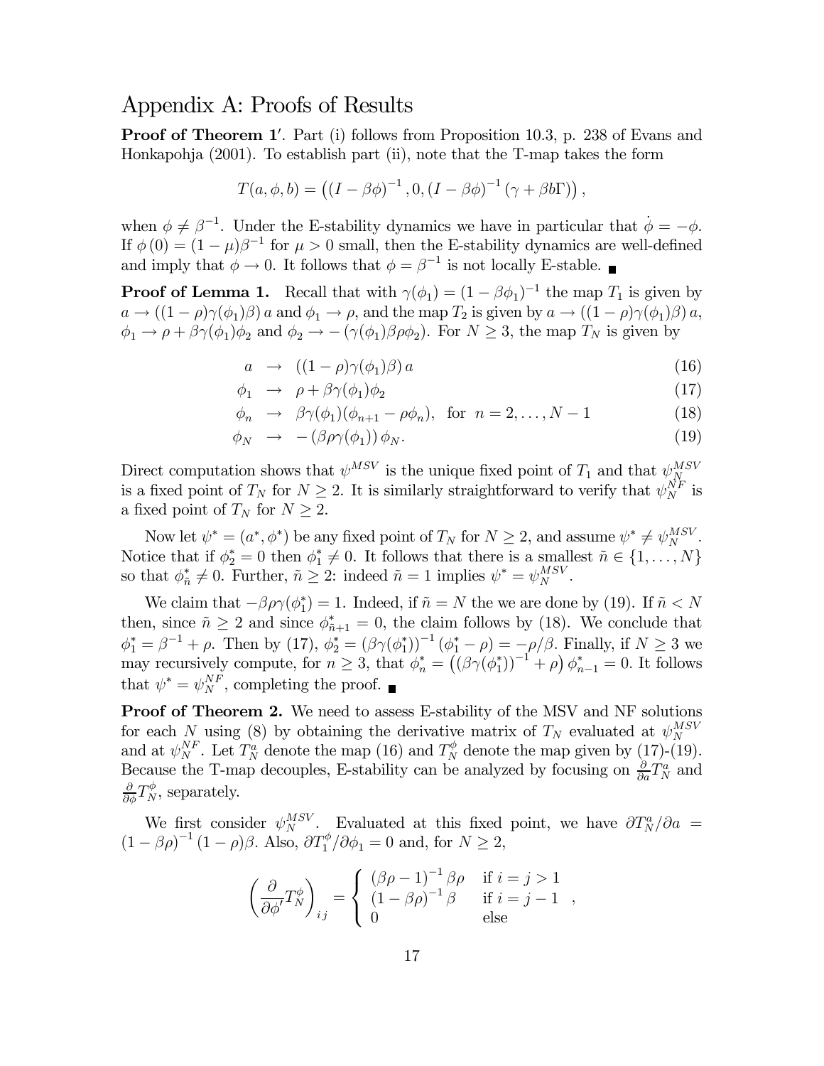# Appendix A: Proofs of Results

**Proof of Theorem 1′.** Part (i) follows from Proposition 10.3, p. 238 of Evans and Honkapohja (2001). To establish part (ii), note that the T-map takes the form

$$T(a, \phi, b) = \left( (I - \beta\phi)^{-1}, 0, (I - \beta\phi)^{-1} (\gamma + \beta b \Gamma) \right),$$

when $\phi \neq \beta^{-1}$. Under the E-stability dynamics we have in particular that $\dot{\phi} = -\phi$. If $\phi(0) = (1 - \mu)\beta^{-1}$ for $\mu > 0$ small, then the E-stability dynamics are well-defined and imply that $\phi \to 0$. It follows that $\phi = \beta^{-1}$ is not locally E-stable. ■

**Proof of Lemma 1.** Recall that with $\gamma(\phi_1) = (1 - \beta\phi_1)^{-1}$ the map $T_1$ is given by $a \to ((1 - \rho)\gamma(\phi_1)\beta)\, a$ and $\phi_1 \to \rho$, and the map $T_2$ is given by $a \to ((1 - \rho)\gamma(\phi_1)\beta)\, a$, $\phi_1 \to \rho + \beta\gamma(\phi_1)\phi_2$ and $\phi_2 \to -(\gamma(\phi_1)\beta\rho\phi_2)$. For $N \geq 3$, the map $T_N$ is given by

$$a \;\to\; ((1 - \rho)\gamma(\phi_1)\beta)\, a \tag{16}$$

$$\phi_1 \;\to\; \rho + \beta\gamma(\phi_1)\phi_2 \tag{17}$$

$$\phi_n \;\to\; \beta\gamma(\phi_1)(\phi_{n+1} - \rho\phi_n), \;\text{ for }\; n = 2, \ldots, N-1 \tag{18}$$

$$\phi_N \;\to\; -(\beta\rho\gamma(\phi_1))\, \phi_N. \tag{19}$$

Direct computation shows that $\psi^{MSV}$ is the unique fixed point of $T_1$ and that $\psi_N^{MSV}$ is a fixed point of $T_N$ for $N \geq 2$. It is similarly straightforward to verify that $\psi_N^{NF}$ is a fixed point of $T_N$ for $N \geq 2$.

Now let $\psi^* = (a^*, \phi^*)$ be any fixed point of $T_N$ for $N \geq 2$, and assume $\psi^* \neq \psi_N^{MSV}$. Notice that if $\phi_2^* = 0$ then $\phi_1^* \neq 0$. It follows that there is a smallest $\tilde{n} \in \{1, \ldots, N\}$ so that $\phi_{\tilde{n}}^* \neq 0$. Further, $\tilde{n} \geq 2$: indeed $\tilde{n} = 1$ implies $\psi^* = \psi_N^{MSV}$.

We claim that $-\beta\rho\gamma(\phi_1^*) = 1$. Indeed, if $\tilde{n} = N$ the we are done by (19). If $\tilde{n} < N$ then, since $\tilde{n} \geq 2$ and since $\phi_{\tilde{n}+1}^* = 0$, the claim follows by (18). We conclude that $\phi_1^* = \beta^{-1} + \rho$. Then by (17), $\phi_2^* = (\beta\gamma(\phi_1^*))^{-1} (\phi_1^* - \rho) = -\rho/\beta$. Finally, if $N \geq 3$ we may recursively compute, for $n \geq 3$, that $\phi_n^* = \left( (\beta\gamma(\phi_1^*))^{-1} + \rho \right) \phi_{n-1}^* = 0$. It follows that $\psi^* = \psi_N^{NF}$, completing the proof. ■

**Proof of Theorem 2.** We need to assess E-stability of the MSV and NF solutions for each $N$ using (8) by obtaining the derivative matrix of $T_N$ evaluated at $\psi_N^{MSV}$ and at $\psi_N^{NF}$. Let $T_N^a$ denote the map (16) and $T_N^\phi$ denote the map given by (17)-(19). Because the T-map decouples, E-stability can be analyzed by focusing on $\frac{\partial}{\partial a} T_N^a$ and $\frac{\partial}{\partial \phi} T_N^\phi$, separately.

We first consider $\psi_N^{MSV}$. Evaluated at this fixed point, we have $\partial T_N^a / \partial a = (1 - \beta\rho)^{-1} (1 - \rho)\beta$. Also, $\partial T_1^\phi / \partial \phi_1 = 0$ and, for $N \geq 2$,

$$\left( \frac{\partial}{\partial \phi'} T_N^\phi \right)_{ij} = \begin{cases} (\beta\rho - 1)^{-1} \beta\rho & \text{if } i = j > 1 \\ (1 - \beta\rho)^{-1} \beta & \text{if } i = j - 1 \\ 0 & \text{else} \end{cases},$$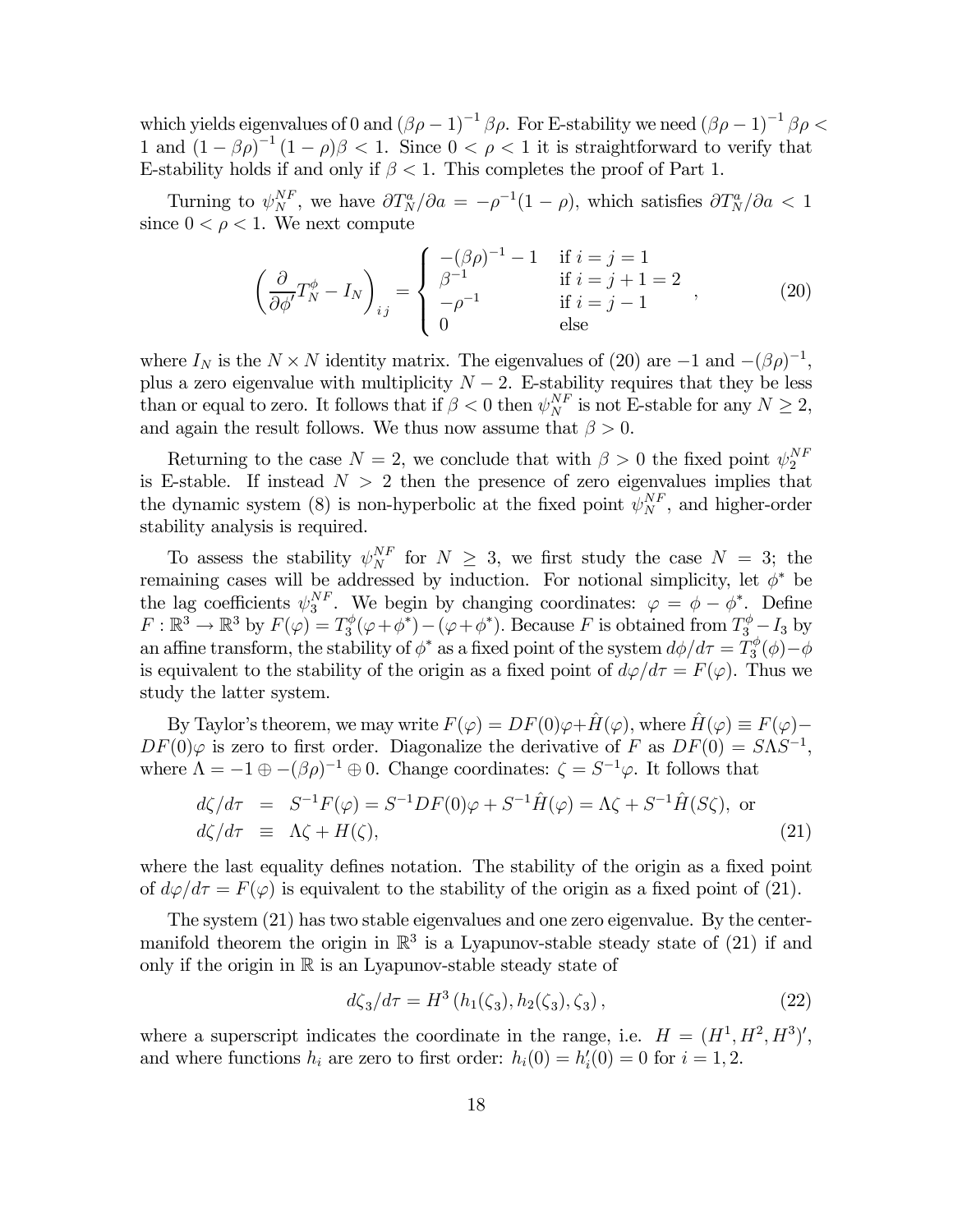which yields eigenvalues of 0 and $(\beta\rho - 1)^{-1}\beta\rho$. For E-stability we need $(\beta\rho - 1)^{-1}\beta\rho < 1$ and $(1 - \beta\rho)^{-1}(1 - \rho)\beta < 1$. Since $0 < \rho < 1$ it is straightforward to verify that E-stability holds if and only if $\beta < 1$. This completes the proof of Part 1.

Turning to $\psi_N^{NF}$, we have $\partial T_N^a/\partial a = -\rho^{-1}(1 - \rho)$, which satisfies $\partial T_N^a/\partial a < 1$ since $0 < \rho < 1$. We next compute

$$\left(\frac{\partial}{\partial \phi'}T_N^{\phi} - I_N\right)_{ij} = \begin{cases} -(\beta\rho)^{-1} - 1 & \text{if } i = j = 1 \\ \beta^{-1} & \text{if } i = j + 1 = 2 \\ -\rho^{-1} & \text{if } i = j - 1 \\ 0 & \text{else} \end{cases}, \tag{20}$$

where $I_N$ is the $N \times N$ identity matrix. The eigenvalues of (20) are $-1$ and $-(\beta\rho)^{-1}$, plus a zero eigenvalue with multiplicity $N - 2$. E-stability requires that they be less than or equal to zero. It follows that if $\beta < 0$ then $\psi_N^{NF}$ is not E-stable for any $N \geq 2$, and again the result follows. We thus now assume that $\beta > 0$.

Returning to the case $N = 2$, we conclude that with $\beta > 0$ the fixed point $\psi_2^{NF}$ is E-stable. If instead $N > 2$ then the presence of zero eigenvalues implies that the dynamic system (8) is non-hyperbolic at the fixed point $\psi_N^{NF}$, and higher-order stability analysis is required.

To assess the stability $\psi_N^{NF}$ for $N \geq 3$, we first study the case $N = 3$; the remaining cases will be addressed by induction. For notional simplicity, let $\phi^*$ be the lag coefficients $\psi_3^{NF}$. We begin by changing coordinates: $\varphi = \phi - \phi^*$. Define $F : \mathbb{R}^3 \to \mathbb{R}^3$ by $F(\varphi) = T_3^{\phi}(\varphi + \phi^*) - (\varphi + \phi^*)$. Because $F$ is obtained from $T_3^{\phi} - I_3$ by an affine transform, the stability of $\phi^*$ as a fixed point of the system $d\phi/d\tau = T_3^{\phi}(\phi) - \phi$ is equivalent to the stability of the origin as a fixed point of $d\varphi/d\tau = F(\varphi)$. Thus we study the latter system.

By Taylor's theorem, we may write $F(\varphi) = DF(0)\varphi + \hat{H}(\varphi)$, where $\hat{H}(\varphi) \equiv F(\varphi) - DF(0)\varphi$ is zero to first order. Diagonalize the derivative of $F$ as $DF(0) = S\Lambda S^{-1}$, where $\Lambda = -1 \oplus -(\beta\rho)^{-1} \oplus 0$. Change coordinates: $\zeta = S^{-1}\varphi$. It follows that

$$\begin{aligned} d\zeta/d\tau &= S^{-1}F(\varphi) = S^{-1}DF(0)\varphi + S^{-1}\hat{H}(\varphi) = \Lambda\zeta + S^{-1}\hat{H}(S\zeta), \text{ or} \\ d\zeta/d\tau &\equiv \Lambda\zeta + H(\zeta), \end{aligned} \tag{21}$$

where the last equality defines notation. The stability of the origin as a fixed point of $d\varphi/d\tau = F(\varphi)$ is equivalent to the stability of the origin as a fixed point of (21).

The system (21) has two stable eigenvalues and one zero eigenvalue. By the center-manifold theorem the origin in $\mathbb{R}^3$ is a Lyapunov-stable steady state of (21) if and only if the origin in $\mathbb{R}$ is an Lyapunov-stable steady state of

$$d\zeta_3/d\tau = H^3\left(h_1(\zeta_3), h_2(\zeta_3), \zeta_3\right), \tag{22}$$

where a superscript indicates the coordinate in the range, i.e. $H = (H^1, H^2, H^3)'$, and where functions $h_i$ are zero to first order: $h_i(0) = h_i'(0) = 0$ for $i = 1, 2$.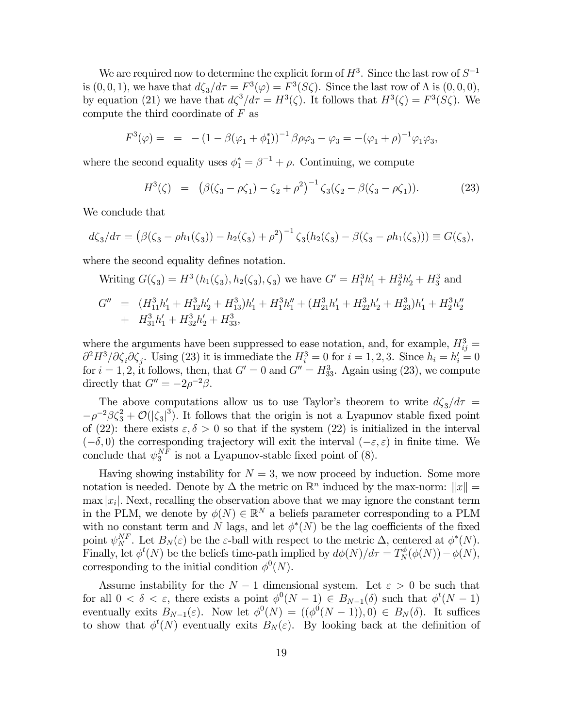We are required now to determine the explicit form of $H^3$. Since the last row of $S^{-1}$ is $(0,0,1)$, we have that $d\zeta_3/d\tau = F^3(\varphi) = F^3(S\zeta)$. Since the last row of $\Lambda$ is $(0,0,0)$, by equation (21) we have that $d\zeta^3/d\tau = H^3(\zeta)$. It follows that $H^3(\zeta) = F^3(S\zeta)$. We compute the third coordinate of $F$ as

$$F^3(\varphi) = \; = \; -\left(1 - \beta(\varphi_1 + \phi_1^*)\right)^{-1}\beta\rho\varphi_3 - \varphi_3 = -(\varphi_1 + \rho)^{-1}\varphi_1\varphi_3,$$

where the second equality uses $\phi_1^* = \beta^{-1} + \rho$. Continuing, we compute

$$H^3(\zeta) \;=\; \left(\beta(\zeta_3 - \rho\zeta_1) - \zeta_2 + \rho^2\right)^{-1}\zeta_3(\zeta_2 - \beta(\zeta_3 - \rho\zeta_1)). \tag{23}$$

We conclude that

$$d\zeta_3/d\tau = \left(\beta(\zeta_3 - \rho h_1(\zeta_3)) - h_2(\zeta_3) + \rho^2\right)^{-1}\zeta_3(h_2(\zeta_3) - \beta(\zeta_3 - \rho h_1(\zeta_3))) \equiv G(\zeta_3),$$

where the second equality defines notation.

Writing $G(\zeta_3) = H^3\left(h_1(\zeta_3), h_2(\zeta_3), \zeta_3\right)$ we have $G' = H_1^3 h_1' + H_2^3 h_2' + H_3^3$ and

$$\begin{aligned} G'' \;&=\; (H_{11}^3 h_1' + H_{12}^3 h_2' + H_{13}^3)h_1' + H_1^3 h_1'' + (H_{21}^3 h_1' + H_{22}^3 h_2' + H_{23}^3)h_1' + H_2^3 h_2'' \\ &+\; H_{31}^3 h_1' + H_{32}^3 h_2' + H_{33}^3, \end{aligned}$$

where the arguments have been suppressed to ease notation, and, for example, $H_{ij}^3 = \partial^2 H^3/\partial\zeta_i\partial\zeta_j$. Using (23) it is immediate the $H_i^3 = 0$ for $i = 1,2,3$. Since $h_i = h_i' = 0$ for $i = 1,2$, it follows, then, that $G' = 0$ and $G'' = H_{33}^3$. Again using (23), we compute directly that $G'' = -2\rho^{-2}\beta$.

The above computations allow us to use Taylor's theorem to write $d\zeta_3/d\tau = -\rho^{-2}\beta\zeta_3^2 + \mathcal{O}(|\zeta_3|^3)$. It follows that the origin is not a Lyapunov stable fixed point of (22): there exists $\varepsilon, \delta > 0$ so that if the system (22) is initialized in the interval $(-\delta, 0)$ the corresponding trajectory will exit the interval $(-\varepsilon, \varepsilon)$ in finite time. We conclude that $\psi_3^{NF}$ is not a Lyapunov-stable fixed point of (8).

Having showing instability for $N = 3$, we now proceed by induction. Some more notation is needed. Denote by $\Delta$ the metric on $\mathbb{R}^n$ induced by the max-norm: $\|x\| = \max|x_i|$. Next, recalling the observation above that we may ignore the constant term in the PLM, we denote by $\phi(N) \in \mathbb{R}^N$ a beliefs parameter corresponding to a PLM with no constant term and $N$ lags, and let $\phi^*(N)$ be the lag coefficients of the fixed point $\psi_N^{NF}$. Let $B_N(\varepsilon)$ be the $\varepsilon$-ball with respect to the metric $\Delta$, centered at $\phi^*(N)$. Finally, let $\phi^t(N)$ be the beliefs time-path implied by $d\phi(N)/d\tau = T_N^\phi(\phi(N)) - \phi(N)$, corresponding to the initial condition $\phi^0(N)$.

Assume instability for the $N-1$ dimensional system. Let $\varepsilon > 0$ be such that for all $0 < \delta < \varepsilon$, there exists a point $\phi^0(N-1) \in B_{N-1}(\delta)$ such that $\phi^t(N-1)$ eventually exits $B_{N-1}(\varepsilon)$. Now let $\phi^0(N) = ((\phi^0(N-1)), 0) \in B_N(\delta)$. It suffices to show that $\phi^t(N)$ eventually exits $B_N(\varepsilon)$. By looking back at the definition of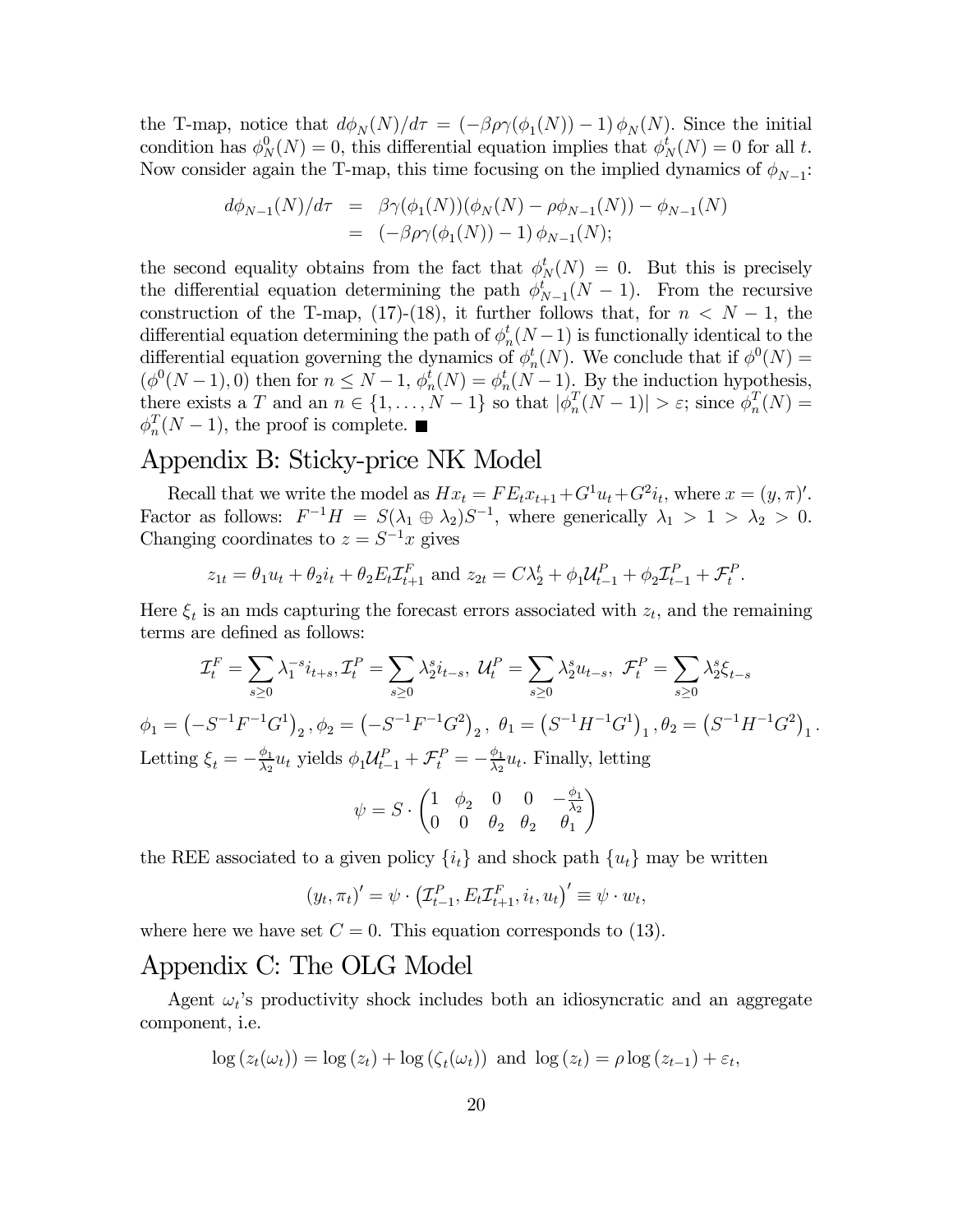the T-map, notice that $d\phi_N(N)/d\tau = (-\beta\rho\gamma(\phi_1(N)) - 1)\,\phi_N(N)$. Since the initial condition has $\phi_N^0(N) = 0$, this differential equation implies that $\phi_N^t(N) = 0$ for all $t$. Now consider again the T-map, this time focusing on the implied dynamics of $\phi_{N-1}$:

$$\begin{aligned} d\phi_{N-1}(N)/d\tau &= \beta\gamma(\phi_1(N))(\phi_N(N) - \rho\phi_{N-1}(N)) - \phi_{N-1}(N) \\ &= (-\beta\rho\gamma(\phi_1(N)) - 1)\,\phi_{N-1}(N); \end{aligned}$$

the second equality obtains from the fact that $\phi_N^t(N) = 0$. But this is precisely the differential equation determining the path $\phi_{N-1}^t(N-1)$. From the recursive construction of the T-map, (17)-(18), it further follows that, for $n < N-1$, the differential equation determining the path of $\phi_n^t(N-1)$ is functionally identical to the differential equation governing the dynamics of $\phi_n^t(N)$. We conclude that if $\phi^0(N) = (\phi^0(N-1), 0)$ then for $n \leq N-1$, $\phi_n^t(N) = \phi_n^t(N-1)$. By the induction hypothesis, there exists a $T$ and an $n \in \{1, \ldots, N-1\}$ so that $|\phi_n^T(N-1)| > \varepsilon$; since $\phi_n^T(N) = \phi_n^T(N-1)$, the proof is complete. ■

# Appendix B: Sticky-price NK Model

Recall that we write the model as $Hx_t = FE_t x_{t+1} + G^1 u_t + G^2 i_t$, where $x = (y, \pi)'$. Factor as follows: $F^{-1}H = S(\lambda_1 \oplus \lambda_2)S^{-1}$, where generically $\lambda_1 > 1 > \lambda_2 > 0$. Changing coordinates to $z = S^{-1}x$ gives

$$z_{1t} = \theta_1 u_t + \theta_2 i_t + \theta_2 E_t \mathcal{I}_{t+1}^F \text{ and } z_{2t} = C\lambda_2^t + \phi_1 \mathcal{U}_{t-1}^P + \phi_2 \mathcal{I}_{t-1}^P + \mathcal{F}_t^P.$$

Here $\xi_t$ is an mds capturing the forecast errors associated with $z_t$, and the remaining terms are defined as follows:

$$\mathcal{I}_t^F = \sum_{s \geq 0} \lambda_1^{-s} i_{t+s}, \mathcal{I}_t^P = \sum_{s \geq 0} \lambda_2^s i_{t-s},\ \mathcal{U}_t^P = \sum_{s \geq 0} \lambda_2^s u_{t-s},\ \mathcal{F}_t^P = \sum_{s \geq 0} \lambda_2^s \xi_{t-s}$$

$$\phi_1 = \left(-S^{-1}F^{-1}G^1\right)_2, \phi_2 = \left(-S^{-1}F^{-1}G^2\right)_2,\ \theta_1 = \left(S^{-1}H^{-1}G^1\right)_1, \theta_2 = \left(S^{-1}H^{-1}G^2\right)_1.$$

Letting $\xi_t = -\frac{\phi_1}{\lambda_2} u_t$ yields $\phi_1 \mathcal{U}_{t-1}^P + \mathcal{F}_t^P = -\frac{\phi_1}{\lambda_2} u_t$. Finally, letting

$$\psi = S \cdot \begin{pmatrix} 1 & \phi_2 & 0 & 0 & -\frac{\phi_1}{\lambda_2} \\ 0 & 0 & \theta_2 & \theta_2 & \theta_1 \end{pmatrix}$$

the REE associated to a given policy $\{i_t\}$ and shock path $\{u_t\}$ may be written

$$(y_t, \pi_t)' = \psi \cdot \left(\mathcal{I}_{t-1}^P, E_t \mathcal{I}_{t+1}^F, i_t, u_t\right)' \equiv \psi \cdot w_t,$$

where here we have set $C = 0$. This equation corresponds to (13).

# Appendix C: The OLG Model

Agent $\omega_t$'s productivity shock includes both an idiosyncratic and an aggregate component, i.e.

$$\log\left(z_t(\omega_t)\right) = \log\left(z_t\right) + \log\left(\zeta_t(\omega_t)\right) \text{ and } \log\left(z_t\right) = \rho \log\left(z_{t-1}\right) + \varepsilon_t,$$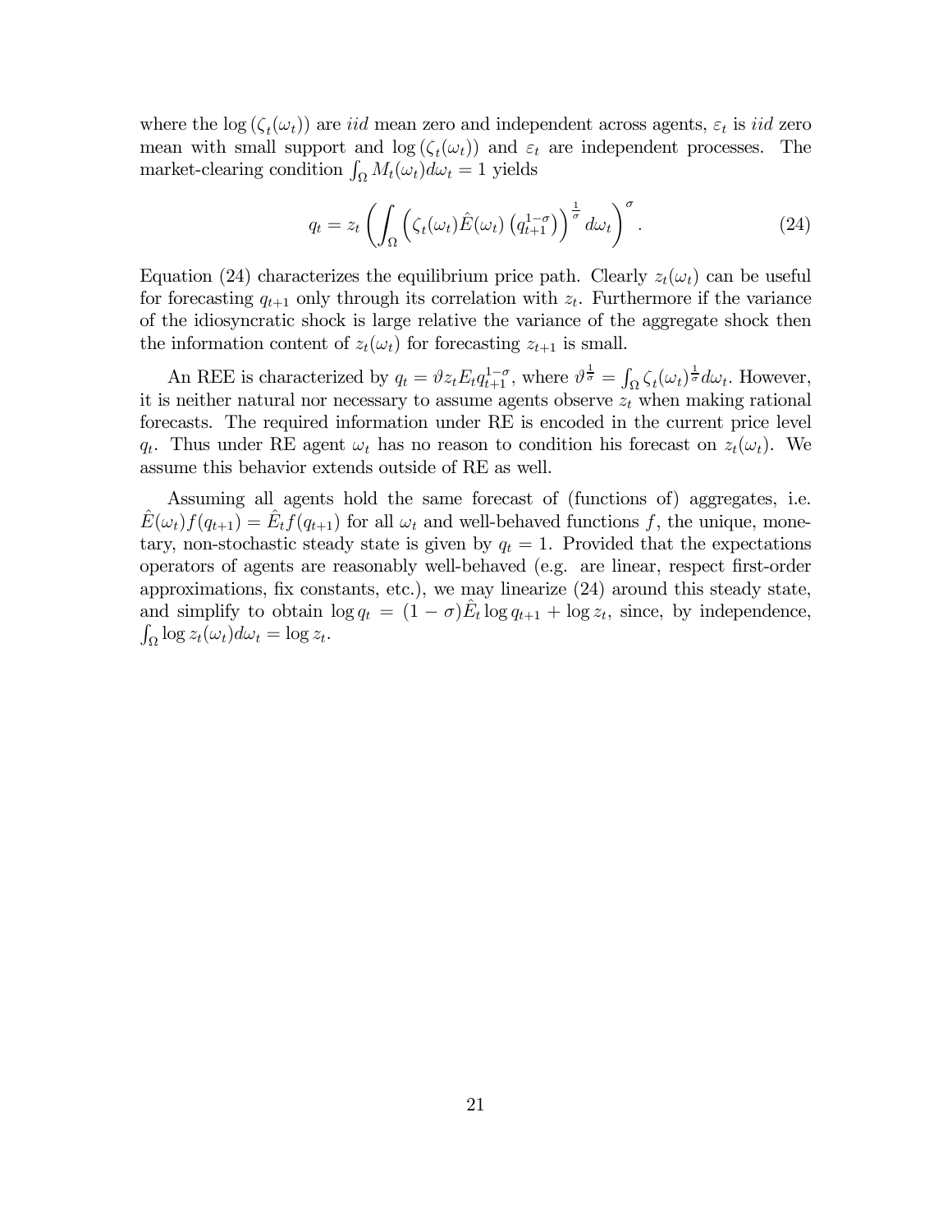where the $\log(\zeta_t(\omega_t))$ are *iid* mean zero and independent across agents, $\varepsilon_t$ is *iid* zero mean with small support and $\log(\zeta_t(\omega_t))$ and $\varepsilon_t$ are independent processes. The market-clearing condition $\int_\Omega M_t(\omega_t)d\omega_t = 1$ yields

$$q_t = z_t \left( \int_\Omega \left( \zeta_t(\omega_t) \hat{E}(\omega_t) \left( q_{t+1}^{1-\sigma} \right) \right)^{\frac{1}{\sigma}} d\omega_t \right)^{\sigma}. \tag{24}$$

Equation (24) characterizes the equilibrium price path. Clearly $z_t(\omega_t)$ can be useful for forecasting $q_{t+1}$ only through its correlation with $z_t$. Furthermore if the variance of the idiosyncratic shock is large relative the variance of the aggregate shock then the information content of $z_t(\omega_t)$ for forecasting $z_{t+1}$ is small.

An REE is characterized by $q_t = \vartheta z_t E_t q_{t+1}^{1-\sigma}$, where $\vartheta^{\frac{1}{\sigma}} = \int_\Omega \zeta_t(\omega_t)^{\frac{1}{\sigma}} d\omega_t$. However, it is neither natural nor necessary to assume agents observe $z_t$ when making rational forecasts. The required information under RE is encoded in the current price level $q_t$. Thus under RE agent $\omega_t$ has no reason to condition his forecast on $z_t(\omega_t)$. We assume this behavior extends outside of RE as well.

Assuming all agents hold the same forecast of (functions of) aggregates, i.e. $\hat{E}(\omega_t) f(q_{t+1}) = \hat{E}_t f(q_{t+1})$ for all $\omega_t$ and well-behaved functions $f$, the unique, monetary, non-stochastic steady state is given by $q_t = 1$. Provided that the expectations operators of agents are reasonably well-behaved (e.g. are linear, respect first-order approximations, fix constants, etc.), we may linearize (24) around this steady state, and simplify to obtain $\log q_t = (1 - \sigma)\hat{E}_t \log q_{t+1} + \log z_t$, since, by independence, $\int_\Omega \log z_t(\omega_t) d\omega_t = \log z_t$.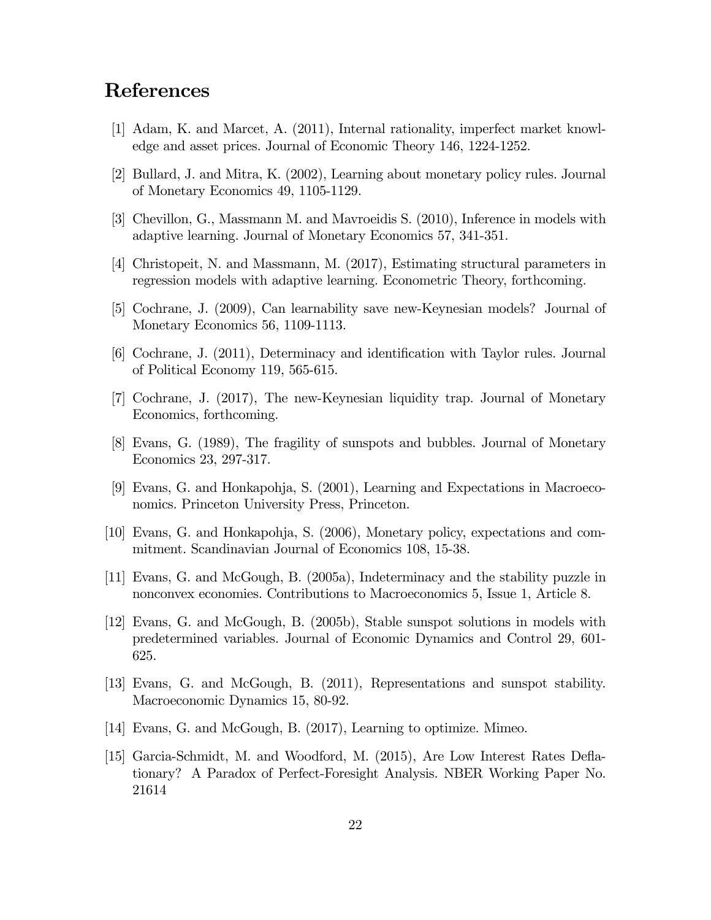# References

[1] Adam, K. and Marcet, A. (2011), Internal rationality, imperfect market knowledge and asset prices. Journal of Economic Theory 146, 1224-1252.

[2] Bullard, J. and Mitra, K. (2002), Learning about monetary policy rules. Journal of Monetary Economics 49, 1105-1129.

[3] Chevillon, G., Massmann M. and Mavroeidis S. (2010), Inference in models with adaptive learning. Journal of Monetary Economics 57, 341-351.

[4] Christopeit, N. and Massmann, M. (2017), Estimating structural parameters in regression models with adaptive learning. Econometric Theory, forthcoming.

[5] Cochrane, J. (2009), Can learnability save new-Keynesian models? Journal of Monetary Economics 56, 1109-1113.

[6] Cochrane, J. (2011), Determinacy and identification with Taylor rules. Journal of Political Economy 119, 565-615.

[7] Cochrane, J. (2017), The new-Keynesian liquidity trap. Journal of Monetary Economics, forthcoming.

[8] Evans, G. (1989), The fragility of sunspots and bubbles. Journal of Monetary Economics 23, 297-317.

[9] Evans, G. and Honkapohja, S. (2001), Learning and Expectations in Macroeconomics. Princeton University Press, Princeton.

[10] Evans, G. and Honkapohja, S. (2006), Monetary policy, expectations and commitment. Scandinavian Journal of Economics 108, 15-38.

[11] Evans, G. and McGough, B. (2005a), Indeterminacy and the stability puzzle in nonconvex economies. Contributions to Macroeconomics 5, Issue 1, Article 8.

[12] Evans, G. and McGough, B. (2005b), Stable sunspot solutions in models with predetermined variables. Journal of Economic Dynamics and Control 29, 601-625.

[13] Evans, G. and McGough, B. (2011), Representations and sunspot stability. Macroeconomic Dynamics 15, 80-92.

[14] Evans, G. and McGough, B. (2017), Learning to optimize. Mimeo.

[15] Garcia-Schmidt, M. and Woodford, M. (2015), Are Low Interest Rates Deflationary? A Paradox of Perfect-Foresight Analysis. NBER Working Paper No. 21614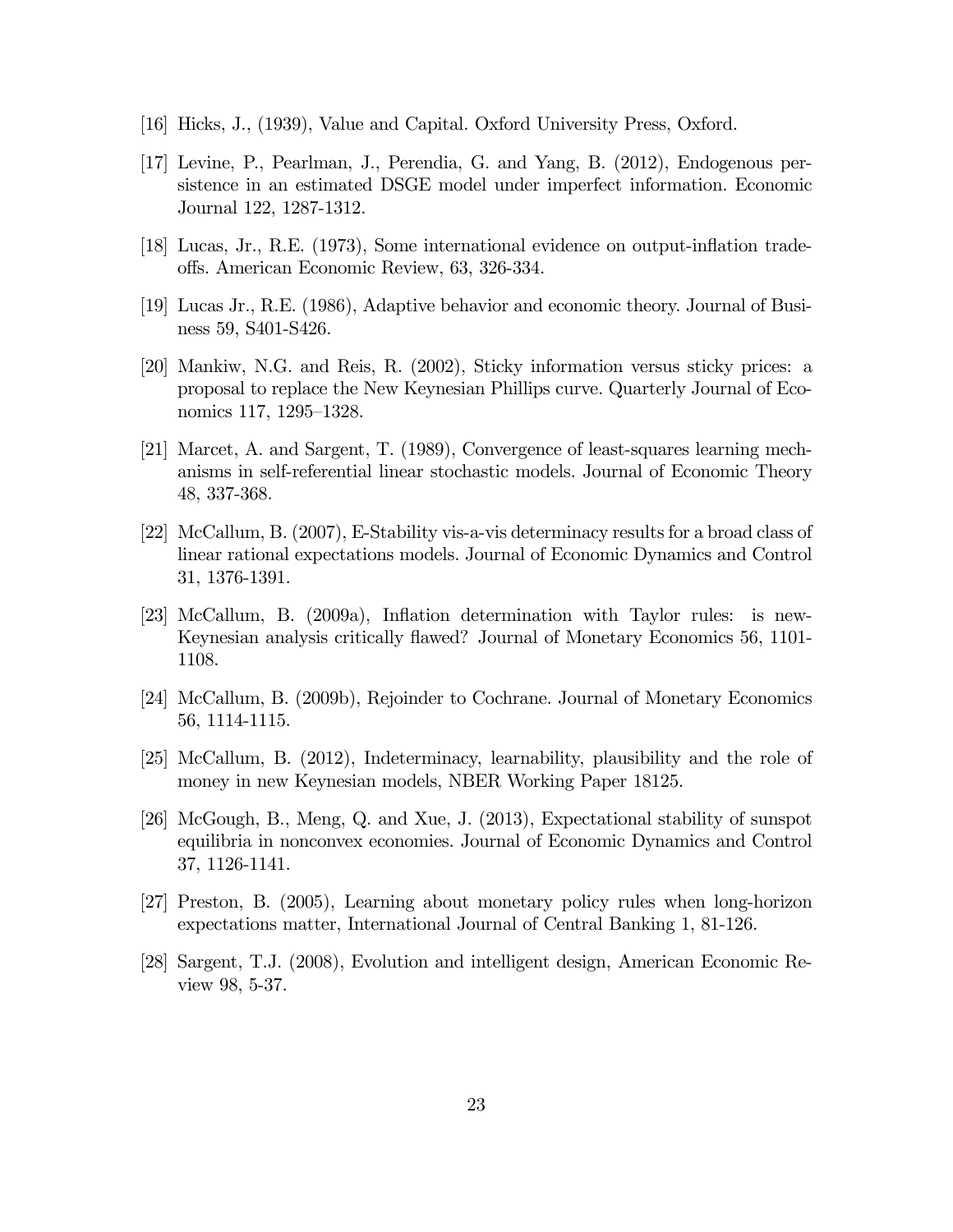[16] Hicks, J., (1939), Value and Capital. Oxford University Press, Oxford.

[17] Levine, P., Pearlman, J., Perendia, G. and Yang, B. (2012), Endogenous persistence in an estimated DSGE model under imperfect information. Economic Journal 122, 1287-1312.

[18] Lucas, Jr., R.E. (1973), Some international evidence on output-inflation tradeoffs. American Economic Review, 63, 326-334.

[19] Lucas Jr., R.E. (1986), Adaptive behavior and economic theory. Journal of Business 59, S401-S426.

[20] Mankiw, N.G. and Reis, R. (2002), Sticky information versus sticky prices: a proposal to replace the New Keynesian Phillips curve. Quarterly Journal of Economics 117, 1295–1328.

[21] Marcet, A. and Sargent, T. (1989), Convergence of least-squares learning mechanisms in self-referential linear stochastic models. Journal of Economic Theory 48, 337-368.

[22] McCallum, B. (2007), E-Stability vis-a-vis determinacy results for a broad class of linear rational expectations models. Journal of Economic Dynamics and Control 31, 1376-1391.

[23] McCallum, B. (2009a), Inflation determination with Taylor rules: is new-Keynesian analysis critically flawed? Journal of Monetary Economics 56, 1101-1108.

[24] McCallum, B. (2009b), Rejoinder to Cochrane. Journal of Monetary Economics 56, 1114-1115.

[25] McCallum, B. (2012), Indeterminacy, learnability, plausibility and the role of money in new Keynesian models, NBER Working Paper 18125.

[26] McGough, B., Meng, Q. and Xue, J. (2013), Expectational stability of sunspot equilibria in nonconvex economies. Journal of Economic Dynamics and Control 37, 1126-1141.

[27] Preston, B. (2005), Learning about monetary policy rules when long-horizon expectations matter, International Journal of Central Banking 1, 81-126.

[28] Sargent, T.J. (2008), Evolution and intelligent design, American Economic Review 98, 5-37.